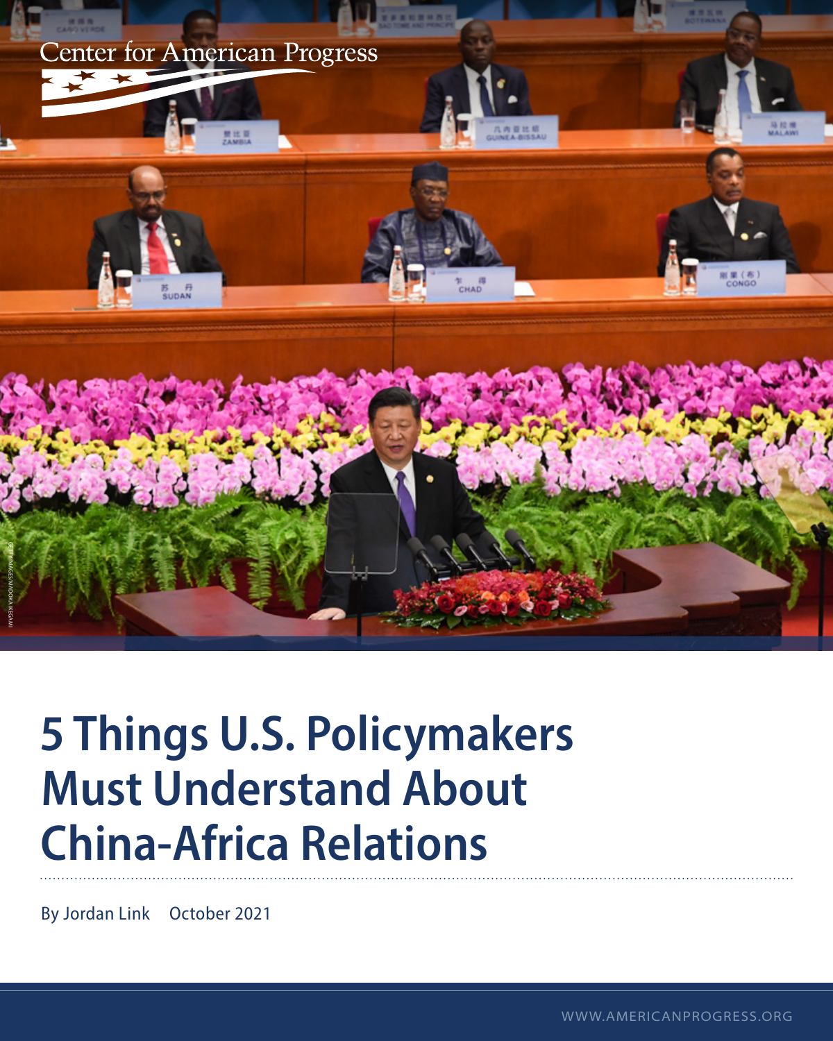Center for American Progress

# 5 Things U.S. Policymakers Must Understand About China-Africa Relations

By Jordan Link October 2021

WWW.AMERICANPROGRESS.ORG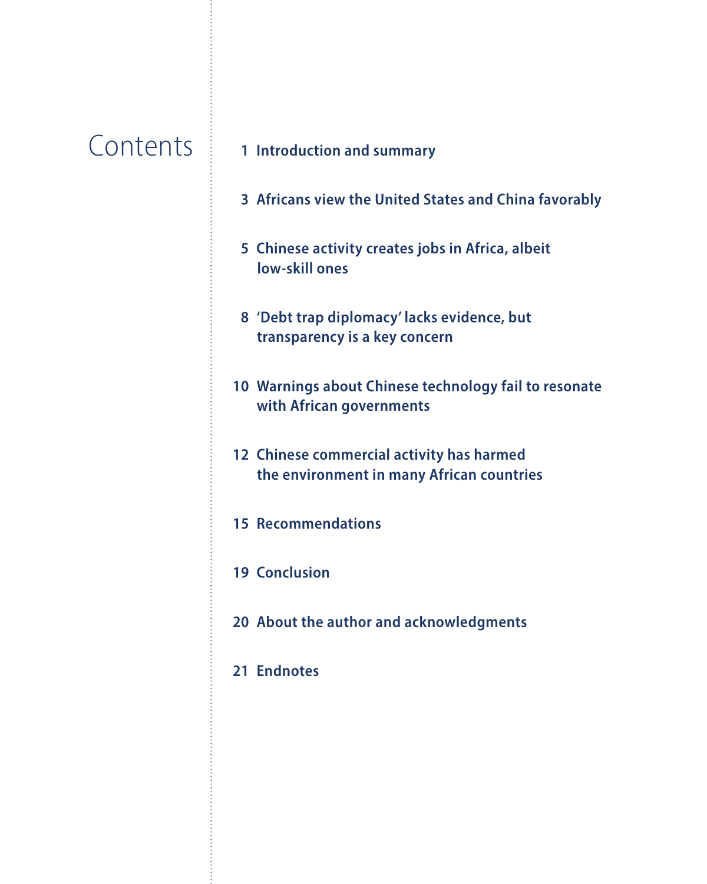# Contents

1 Introduction and summary

3 Africans view the United States and China favorably

5 Chinese activity creates jobs in Africa, albeit low-skill ones

8 'Debt trap diplomacy' lacks evidence, but transparency is a key concern

10 Warnings about Chinese technology fail to resonate with African governments

12 Chinese commercial activity has harmed the environment in many African countries

15 Recommendations

19 Conclusion

20 About the author and acknowledgments

21 Endnotes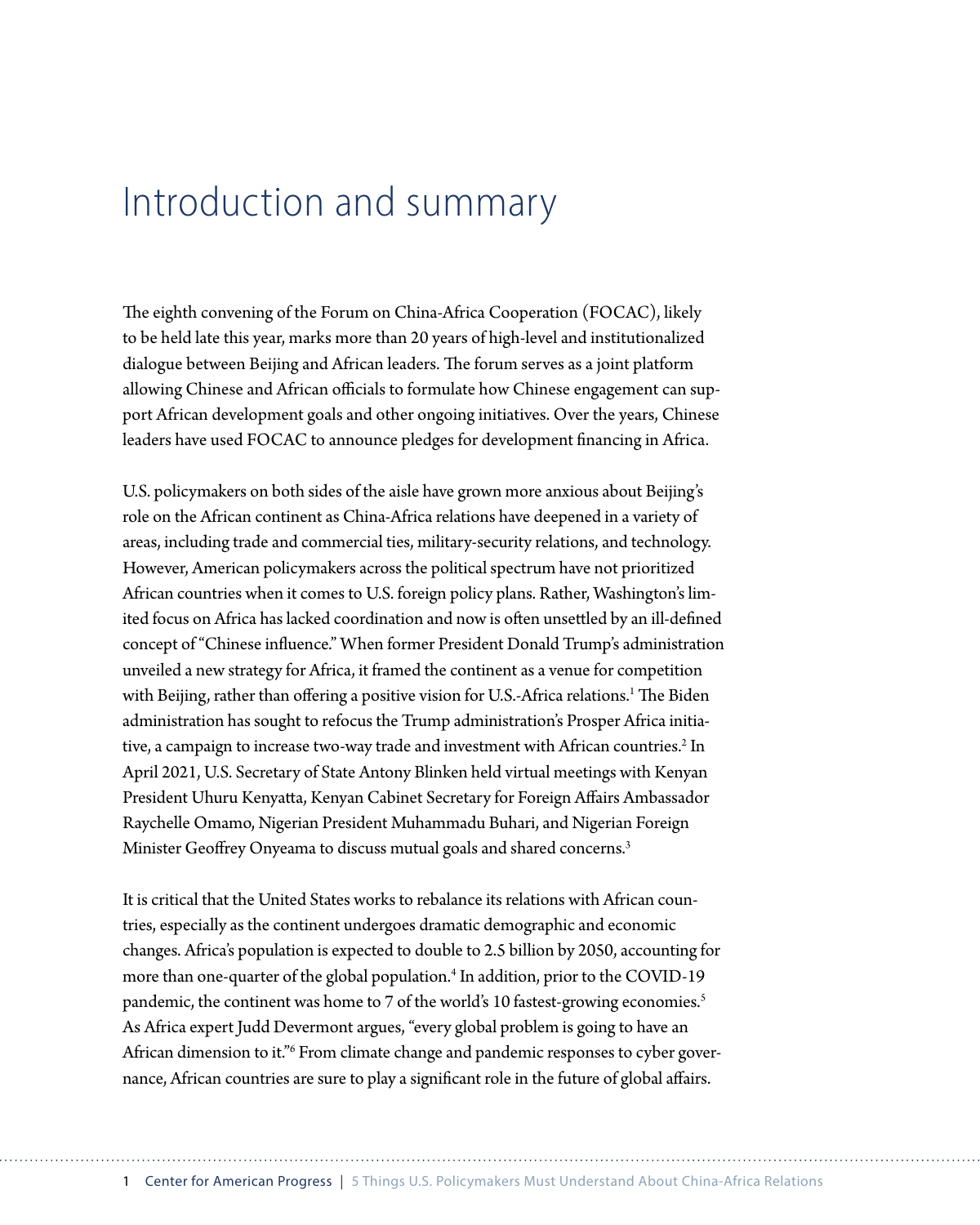# Introduction and summary

The eighth convening of the Forum on China-Africa Cooperation (FOCAC), likely to be held late this year, marks more than 20 years of high-level and institutionalized dialogue between Beijing and African leaders. The forum serves as a joint platform allowing Chinese and African officials to formulate how Chinese engagement can support African development goals and other ongoing initiatives. Over the years, Chinese leaders have used FOCAC to announce pledges for development financing in Africa.

U.S. policymakers on both sides of the aisle have grown more anxious about Beijing's role on the African continent as China-Africa relations have deepened in a variety of areas, including trade and commercial ties, military-security relations, and technology. However, American policymakers across the political spectrum have not prioritized African countries when it comes to U.S. foreign policy plans. Rather, Washington's limited focus on Africa has lacked coordination and now is often unsettled by an ill-defined concept of "Chinese influence." When former President Donald Trump's administration unveiled a new strategy for Africa, it framed the continent as a venue for competition with Beijing, rather than offering a positive vision for U.S.-Africa relations.[1] The Biden administration has sought to refocus the Trump administration's Prosper Africa initiative, a campaign to increase two-way trade and investment with African countries.[2] In April 2021, U.S. Secretary of State Antony Blinken held virtual meetings with Kenyan President Uhuru Kenyatta, Kenyan Cabinet Secretary for Foreign Affairs Ambassador Raychelle Omamo, Nigerian President Muhammadu Buhari, and Nigerian Foreign Minister Geoffrey Onyeama to discuss mutual goals and shared concerns.[3]

It is critical that the United States works to rebalance its relations with African countries, especially as the continent undergoes dramatic demographic and economic changes. Africa's population is expected to double to 2.5 billion by 2050, accounting for more than one-quarter of the global population.[4] In addition, prior to the COVID-19 pandemic, the continent was home to 7 of the world's 10 fastest-growing economies.[5] As Africa expert Judd Devermont argues, "every global problem is going to have an African dimension to it."[6] From climate change and pandemic responses to cyber governance, African countries are sure to play a significant role in the future of global affairs.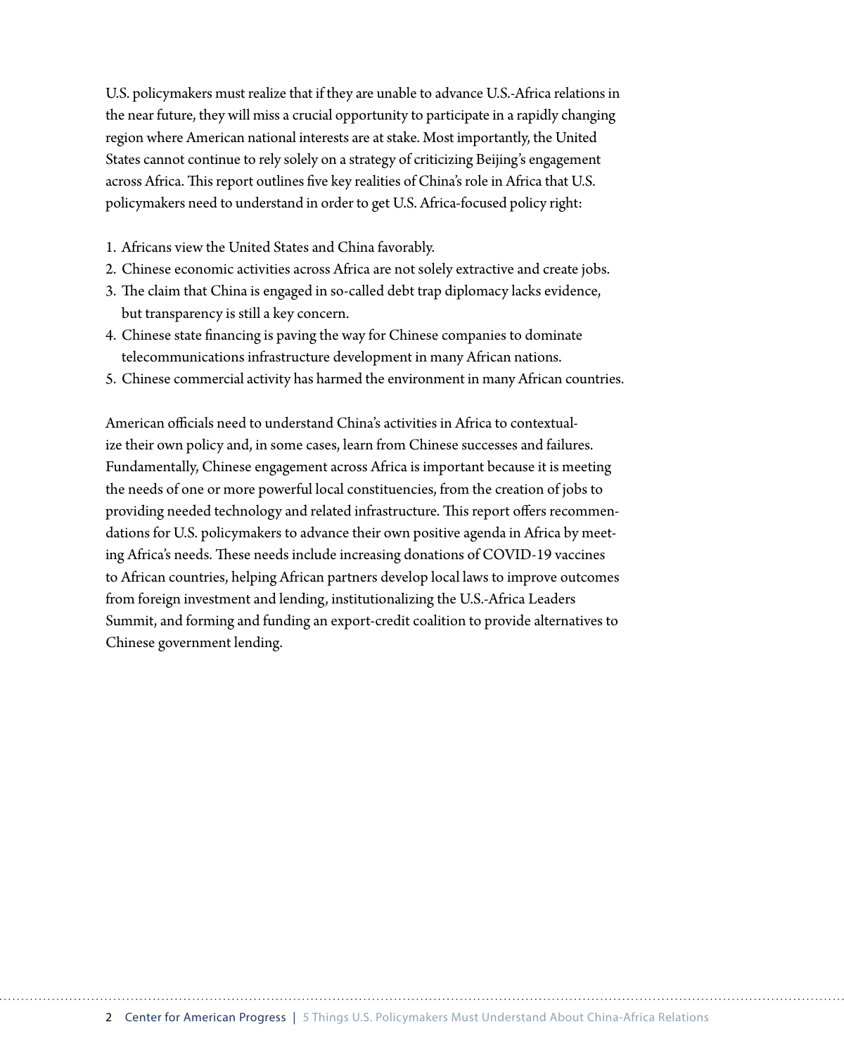U.S. policymakers must realize that if they are unable to advance U.S.-Africa relations in the near future, they will miss a crucial opportunity to participate in a rapidly changing region where American national interests are at stake. Most importantly, the United States cannot continue to rely solely on a strategy of criticizing Beijing's engagement across Africa. This report outlines five key realities of China's role in Africa that U.S. policymakers need to understand in order to get U.S. Africa-focused policy right:

1. Africans view the United States and China favorably.
2. Chinese economic activities across Africa are not solely extractive and create jobs.
3. The claim that China is engaged in so-called debt trap diplomacy lacks evidence, but transparency is still a key concern.
4. Chinese state financing is paving the way for Chinese companies to dominate telecommunications infrastructure development in many African nations.
5. Chinese commercial activity has harmed the environment in many African countries.

American officials need to understand China's activities in Africa to contextualize their own policy and, in some cases, learn from Chinese successes and failures. Fundamentally, Chinese engagement across Africa is important because it is meeting the needs of one or more powerful local constituencies, from the creation of jobs to providing needed technology and related infrastructure. This report offers recommendations for U.S. policymakers to advance their own positive agenda in Africa by meeting Africa's needs. These needs include increasing donations of COVID-19 vaccines to African countries, helping African partners develop local laws to improve outcomes from foreign investment and lending, institutionalizing the U.S.-Africa Leaders Summit, and forming and funding an export-credit coalition to provide alternatives to Chinese government lending.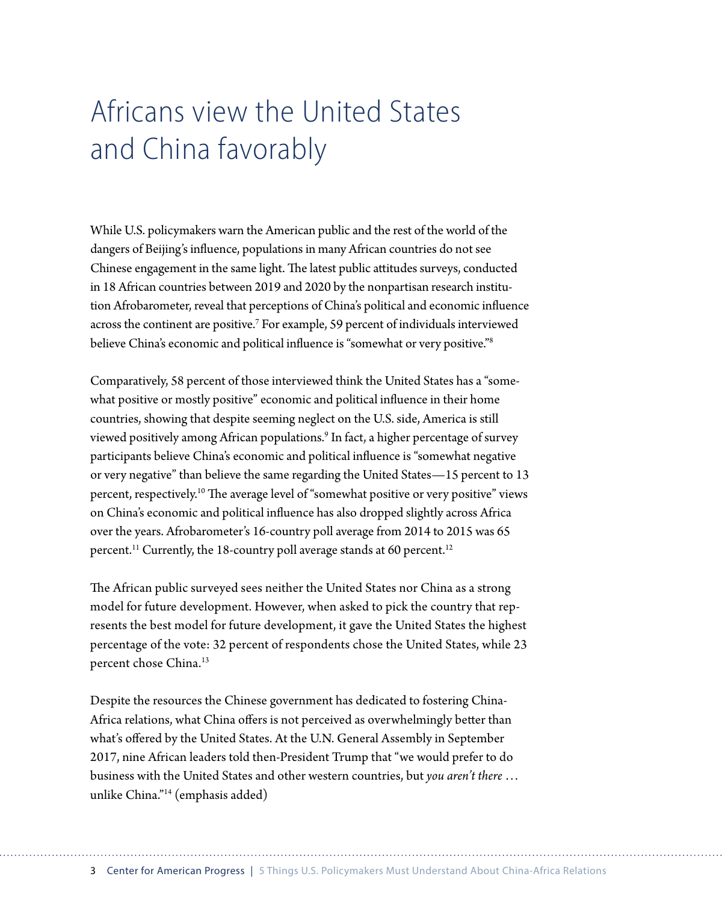# Africans view the United States and China favorably

While U.S. policymakers warn the American public and the rest of the world of the dangers of Beijing's influence, populations in many African countries do not see Chinese engagement in the same light. The latest public attitudes surveys, conducted in 18 African countries between 2019 and 2020 by the nonpartisan research institution Afrobarometer, reveal that perceptions of China's political and economic influence across the continent are positive.[7] For example, 59 percent of individuals interviewed believe China's economic and political influence is "somewhat or very positive."[8]

Comparatively, 58 percent of those interviewed think the United States has a "somewhat positive or mostly positive" economic and political influence in their home countries, showing that despite seeming neglect on the U.S. side, America is still viewed positively among African populations.[9] In fact, a higher percentage of survey participants believe China's economic and political influence is "somewhat negative or very negative" than believe the same regarding the United States—15 percent to 13 percent, respectively.[10] The average level of "somewhat positive or very positive" views on China's economic and political influence has also dropped slightly across Africa over the years. Afrobarometer's 16-country poll average from 2014 to 2015 was 65 percent.[11] Currently, the 18-country poll average stands at 60 percent.[12]

The African public surveyed sees neither the United States nor China as a strong model for future development. However, when asked to pick the country that represents the best model for future development, it gave the United States the highest percentage of the vote: 32 percent of respondents chose the United States, while 23 percent chose China.[13]

Despite the resources the Chinese government has dedicated to fostering China-Africa relations, what China offers is not perceived as overwhelmingly better than what's offered by the United States. At the U.N. General Assembly in September 2017, nine African leaders told then-President Trump that "we would prefer to do business with the United States and other western countries, but *you aren't there* … unlike China."[14] (emphasis added)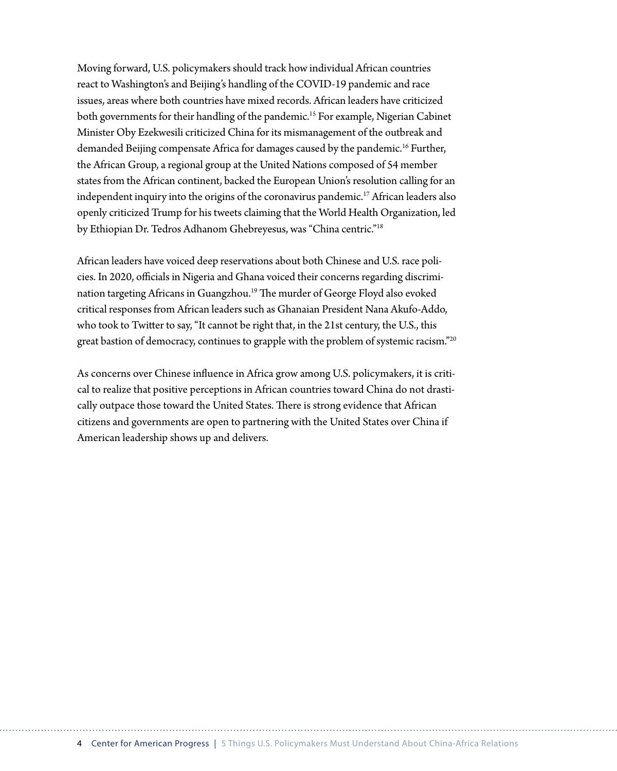Moving forward, U.S. policymakers should track how individual African countries react to Washington's and Beijing's handling of the COVID-19 pandemic and race issues, areas where both countries have mixed records. African leaders have criticized both governments for their handling of the pandemic.[15] For example, Nigerian Cabinet Minister Oby Ezekwesili criticized China for its mismanagement of the outbreak and demanded Beijing compensate Africa for damages caused by the pandemic.[16] Further, the African Group, a regional group at the United Nations composed of 54 member states from the African continent, backed the European Union's resolution calling for an independent inquiry into the origins of the coronavirus pandemic.[17] African leaders also openly criticized Trump for his tweets claiming that the World Health Organization, led by Ethiopian Dr. Tedros Adhanom Ghebreyesus, was "China centric."[18]

African leaders have voiced deep reservations about both Chinese and U.S. race policies. In 2020, officials in Nigeria and Ghana voiced their concerns regarding discrimination targeting Africans in Guangzhou.[19] The murder of George Floyd also evoked critical responses from African leaders such as Ghanaian President Nana Akufo-Addo, who took to Twitter to say, "It cannot be right that, in the 21st century, the U.S., this great bastion of democracy, continues to grapple with the problem of systemic racism."[20]

As concerns over Chinese influence in Africa grow among U.S. policymakers, it is critical to realize that positive perceptions in African countries toward China do not drastically outpace those toward the United States. There is strong evidence that African citizens and governments are open to partnering with the United States over China if American leadership shows up and delivers.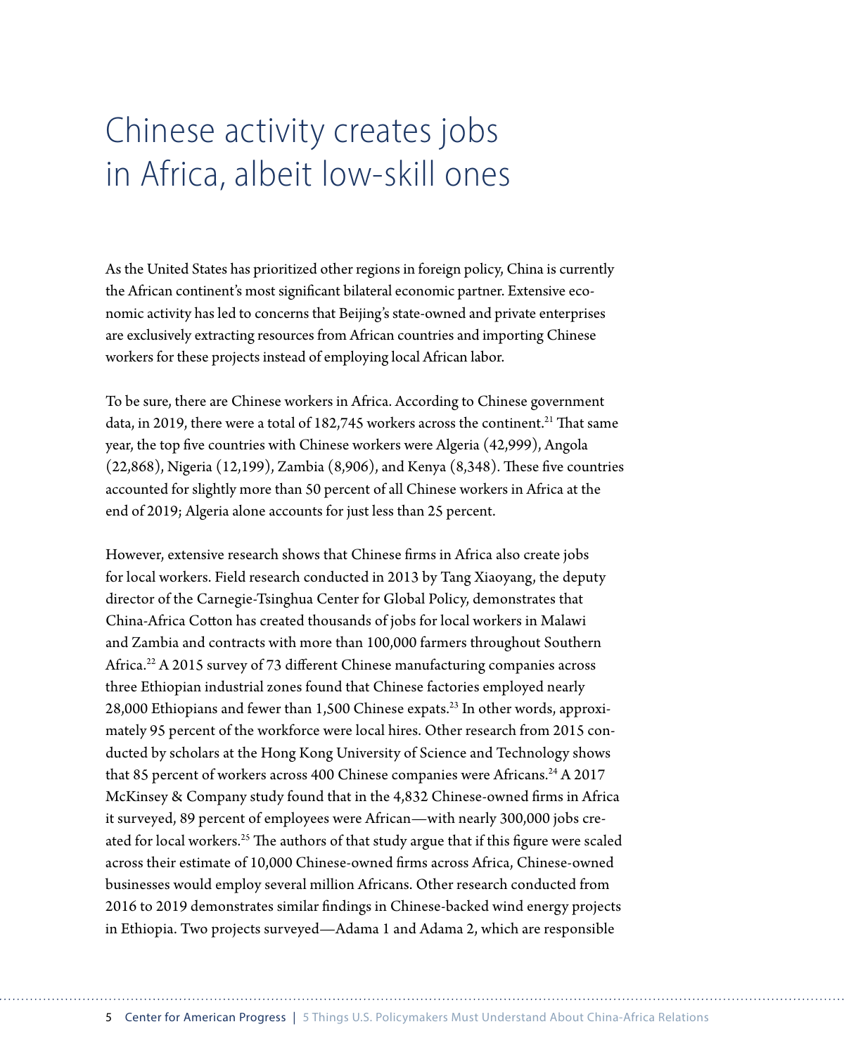# Chinese activity creates jobs in Africa, albeit low-skill ones

As the United States has prioritized other regions in foreign policy, China is currently the African continent's most significant bilateral economic partner. Extensive economic activity has led to concerns that Beijing's state-owned and private enterprises are exclusively extracting resources from African countries and importing Chinese workers for these projects instead of employing local African labor.

To be sure, there are Chinese workers in Africa. According to Chinese government data, in 2019, there were a total of 182,745 workers across the continent.[21] That same year, the top five countries with Chinese workers were Algeria (42,999), Angola (22,868), Nigeria (12,199), Zambia (8,906), and Kenya (8,348). These five countries accounted for slightly more than 50 percent of all Chinese workers in Africa at the end of 2019; Algeria alone accounts for just less than 25 percent.

However, extensive research shows that Chinese firms in Africa also create jobs for local workers. Field research conducted in 2013 by Tang Xiaoyang, the deputy director of the Carnegie-Tsinghua Center for Global Policy, demonstrates that China-Africa Cotton has created thousands of jobs for local workers in Malawi and Zambia and contracts with more than 100,000 farmers throughout Southern Africa.[22] A 2015 survey of 73 different Chinese manufacturing companies across three Ethiopian industrial zones found that Chinese factories employed nearly 28,000 Ethiopians and fewer than 1,500 Chinese expats.[23] In other words, approximately 95 percent of the workforce were local hires. Other research from 2015 conducted by scholars at the Hong Kong University of Science and Technology shows that 85 percent of workers across 400 Chinese companies were Africans.[24] A 2017 McKinsey & Company study found that in the 4,832 Chinese-owned firms in Africa it surveyed, 89 percent of employees were African—with nearly 300,000 jobs created for local workers.[25] The authors of that study argue that if this figure were scaled across their estimate of 10,000 Chinese-owned firms across Africa, Chinese-owned businesses would employ several million Africans. Other research conducted from 2016 to 2019 demonstrates similar findings in Chinese-backed wind energy projects in Ethiopia. Two projects surveyed—Adama 1 and Adama 2, which are responsible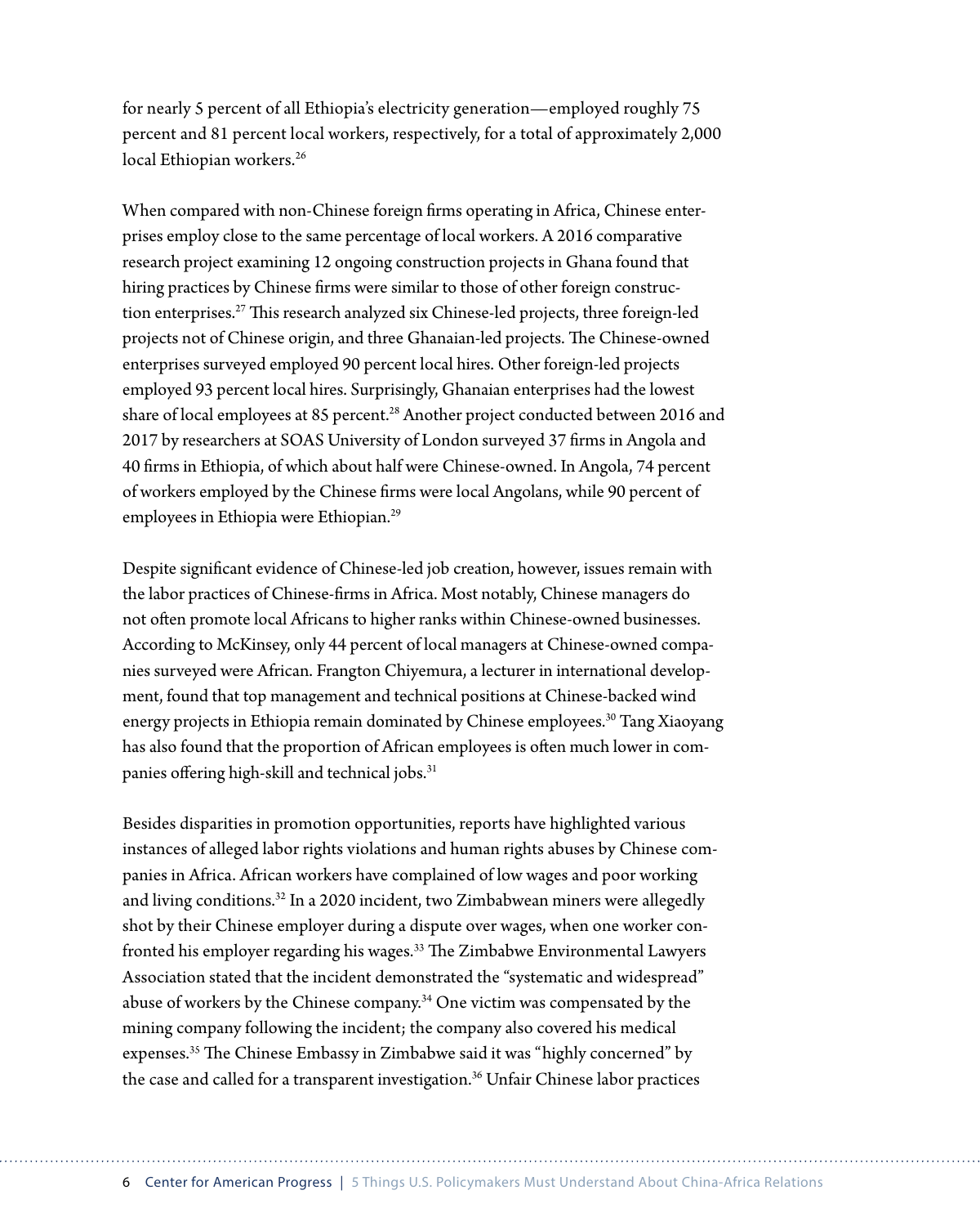for nearly 5 percent of all Ethiopia's electricity generation—employed roughly 75 percent and 81 percent local workers, respectively, for a total of approximately 2,000 local Ethiopian workers.[26]

When compared with non-Chinese foreign firms operating in Africa, Chinese enterprises employ close to the same percentage of local workers. A 2016 comparative research project examining 12 ongoing construction projects in Ghana found that hiring practices by Chinese firms were similar to those of other foreign construction enterprises.[27] This research analyzed six Chinese-led projects, three foreign-led projects not of Chinese origin, and three Ghanaian-led projects. The Chinese-owned enterprises surveyed employed 90 percent local hires. Other foreign-led projects employed 93 percent local hires. Surprisingly, Ghanaian enterprises had the lowest share of local employees at 85 percent.[28] Another project conducted between 2016 and 2017 by researchers at SOAS University of London surveyed 37 firms in Angola and 40 firms in Ethiopia, of which about half were Chinese-owned. In Angola, 74 percent of workers employed by the Chinese firms were local Angolans, while 90 percent of employees in Ethiopia were Ethiopian.[29]

Despite significant evidence of Chinese-led job creation, however, issues remain with the labor practices of Chinese-firms in Africa. Most notably, Chinese managers do not often promote local Africans to higher ranks within Chinese-owned businesses. According to McKinsey, only 44 percent of local managers at Chinese-owned companies surveyed were African. Frangton Chiyemura, a lecturer in international development, found that top management and technical positions at Chinese-backed wind energy projects in Ethiopia remain dominated by Chinese employees.[30] Tang Xiaoyang has also found that the proportion of African employees is often much lower in companies offering high-skill and technical jobs.[31]

Besides disparities in promotion opportunities, reports have highlighted various instances of alleged labor rights violations and human rights abuses by Chinese companies in Africa. African workers have complained of low wages and poor working and living conditions.[32] In a 2020 incident, two Zimbabwean miners were allegedly shot by their Chinese employer during a dispute over wages, when one worker confronted his employer regarding his wages.[33] The Zimbabwe Environmental Lawyers Association stated that the incident demonstrated the "systematic and widespread" abuse of workers by the Chinese company.[34] One victim was compensated by the mining company following the incident; the company also covered his medical expenses.[35] The Chinese Embassy in Zimbabwe said it was "highly concerned" by the case and called for a transparent investigation.[36] Unfair Chinese labor practices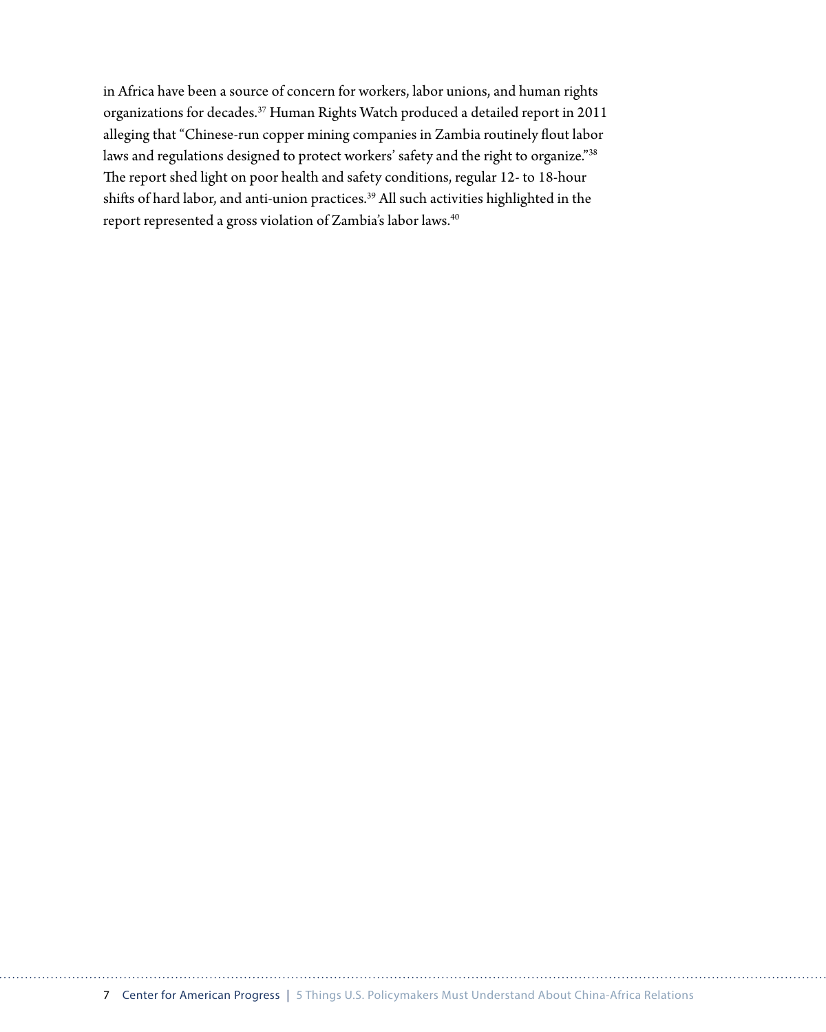in Africa have been a source of concern for workers, labor unions, and human rights organizations for decades.[37] Human Rights Watch produced a detailed report in 2011 alleging that "Chinese-run copper mining companies in Zambia routinely flout labor laws and regulations designed to protect workers' safety and the right to organize."[38] The report shed light on poor health and safety conditions, regular 12- to 18-hour shifts of hard labor, and anti-union practices.[39] All such activities highlighted in the report represented a gross violation of Zambia's labor laws.[40]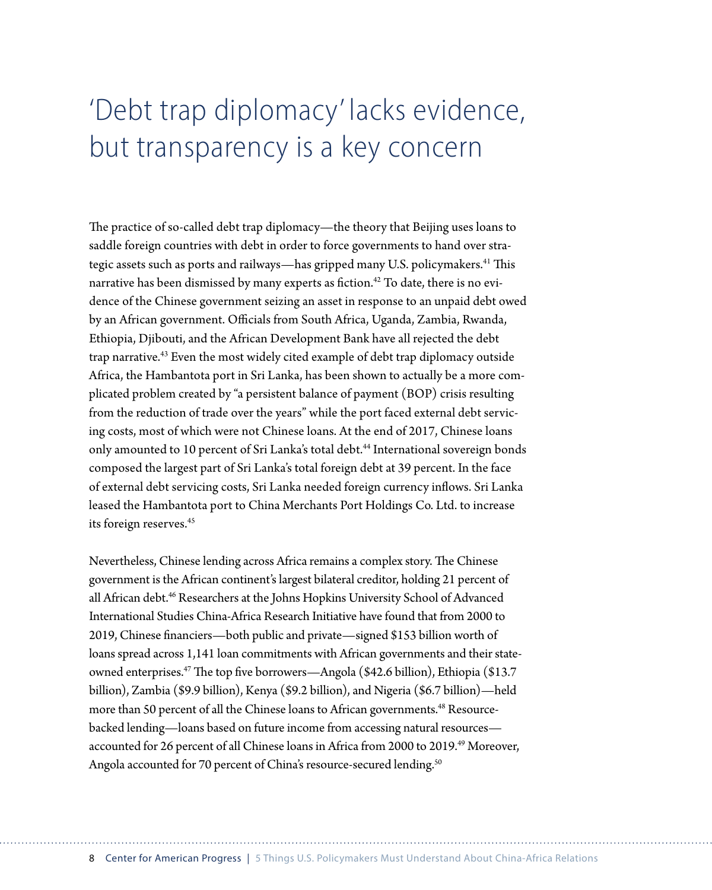# 'Debt trap diplomacy' lacks evidence, but transparency is a key concern

The practice of so-called debt trap diplomacy—the theory that Beijing uses loans to saddle foreign countries with debt in order to force governments to hand over strategic assets such as ports and railways—has gripped many U.S. policymakers.[41] This narrative has been dismissed by many experts as fiction.[42] To date, there is no evidence of the Chinese government seizing an asset in response to an unpaid debt owed by an African government. Officials from South Africa, Uganda, Zambia, Rwanda, Ethiopia, Djibouti, and the African Development Bank have all rejected the debt trap narrative.[43] Even the most widely cited example of debt trap diplomacy outside Africa, the Hambantota port in Sri Lanka, has been shown to actually be a more complicated problem created by "a persistent balance of payment (BOP) crisis resulting from the reduction of trade over the years" while the port faced external debt servicing costs, most of which were not Chinese loans. At the end of 2017, Chinese loans only amounted to 10 percent of Sri Lanka's total debt.[44] International sovereign bonds composed the largest part of Sri Lanka's total foreign debt at 39 percent. In the face of external debt servicing costs, Sri Lanka needed foreign currency inflows. Sri Lanka leased the Hambantota port to China Merchants Port Holdings Co. Ltd. to increase its foreign reserves.[45]

Nevertheless, Chinese lending across Africa remains a complex story. The Chinese government is the African continent's largest bilateral creditor, holding 21 percent of all African debt.[46] Researchers at the Johns Hopkins University School of Advanced International Studies China-Africa Research Initiative have found that from 2000 to 2019, Chinese financiers—both public and private—signed $153 billion worth of loans spread across 1,141 loan commitments with African governments and their state-owned enterprises.[47] The top five borrowers—Angola ($42.6 billion), Ethiopia ($13.7 billion), Zambia ($9.9 billion), Kenya ($9.2 billion), and Nigeria ($6.7 billion)—held more than 50 percent of all the Chinese loans to African governments.[48] Resource-backed lending—loans based on future income from accessing natural resources—accounted for 26 percent of all Chinese loans in Africa from 2000 to 2019.[49] Moreover, Angola accounted for 70 percent of China's resource-secured lending.[50]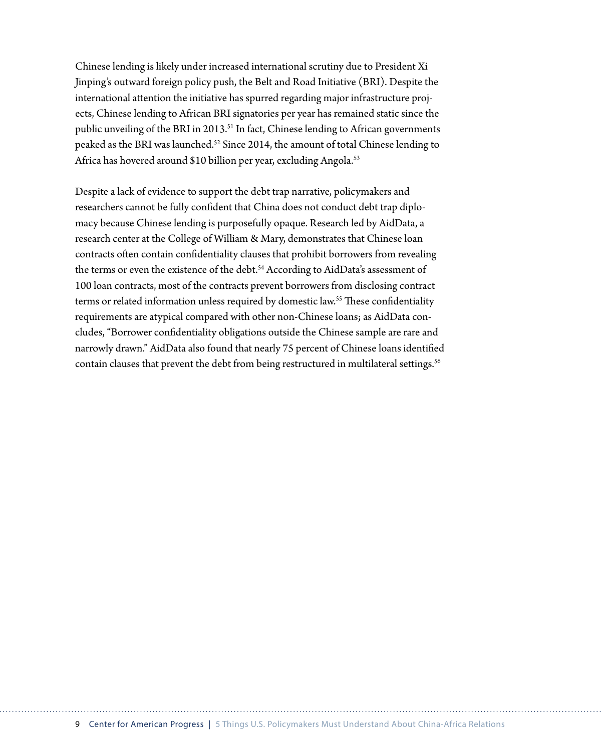Chinese lending is likely under increased international scrutiny due to President Xi Jinping's outward foreign policy push, the Belt and Road Initiative (BRI). Despite the international attention the initiative has spurred regarding major infrastructure projects, Chinese lending to African BRI signatories per year has remained static since the public unveiling of the BRI in 2013.[51] In fact, Chinese lending to African governments peaked as the BRI was launched.[52] Since 2014, the amount of total Chinese lending to Africa has hovered around $10 billion per year, excluding Angola.[53]

Despite a lack of evidence to support the debt trap narrative, policymakers and researchers cannot be fully confident that China does not conduct debt trap diplomacy because Chinese lending is purposefully opaque. Research led by AidData, a research center at the College of William & Mary, demonstrates that Chinese loan contracts often contain confidentiality clauses that prohibit borrowers from revealing the terms or even the existence of the debt.[54] According to AidData's assessment of 100 loan contracts, most of the contracts prevent borrowers from disclosing contract terms or related information unless required by domestic law.[55] These confidentiality requirements are atypical compared with other non-Chinese loans; as AidData concludes, "Borrower confidentiality obligations outside the Chinese sample are rare and narrowly drawn." AidData also found that nearly 75 percent of Chinese loans identified contain clauses that prevent the debt from being restructured in multilateral settings.[56]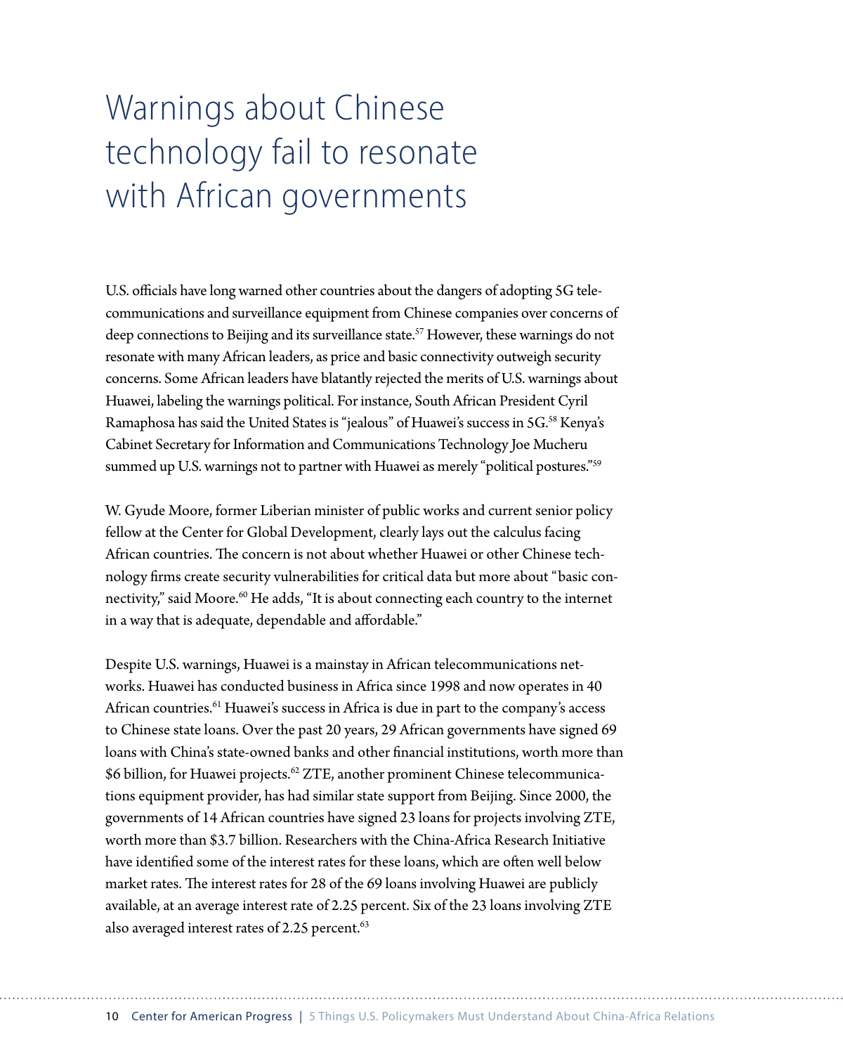# Warnings about Chinese technology fail to resonate with African governments

U.S. officials have long warned other countries about the dangers of adopting 5G telecommunications and surveillance equipment from Chinese companies over concerns of deep connections to Beijing and its surveillance state.[57] However, these warnings do not resonate with many African leaders, as price and basic connectivity outweigh security concerns. Some African leaders have blatantly rejected the merits of U.S. warnings about Huawei, labeling the warnings political. For instance, South African President Cyril Ramaphosa has said the United States is "jealous" of Huawei's success in 5G.[58] Kenya's Cabinet Secretary for Information and Communications Technology Joe Mucheru summed up U.S. warnings not to partner with Huawei as merely "political postures."[59]

W. Gyude Moore, former Liberian minister of public works and current senior policy fellow at the Center for Global Development, clearly lays out the calculus facing African countries. The concern is not about whether Huawei or other Chinese technology firms create security vulnerabilities for critical data but more about "basic connectivity," said Moore.[60] He adds, "It is about connecting each country to the internet in a way that is adequate, dependable and affordable."

Despite U.S. warnings, Huawei is a mainstay in African telecommunications networks. Huawei has conducted business in Africa since 1998 and now operates in 40 African countries.[61] Huawei's success in Africa is due in part to the company's access to Chinese state loans. Over the past 20 years, 29 African governments have signed 69 loans with China's state-owned banks and other financial institutions, worth more than $6 billion, for Huawei projects.[62] ZTE, another prominent Chinese telecommunications equipment provider, has had similar state support from Beijing. Since 2000, the governments of 14 African countries have signed 23 loans for projects involving ZTE, worth more than $3.7 billion. Researchers with the China-Africa Research Initiative have identified some of the interest rates for these loans, which are often well below market rates. The interest rates for 28 of the 69 loans involving Huawei are publicly available, at an average interest rate of 2.25 percent. Six of the 23 loans involving ZTE also averaged interest rates of 2.25 percent.[63]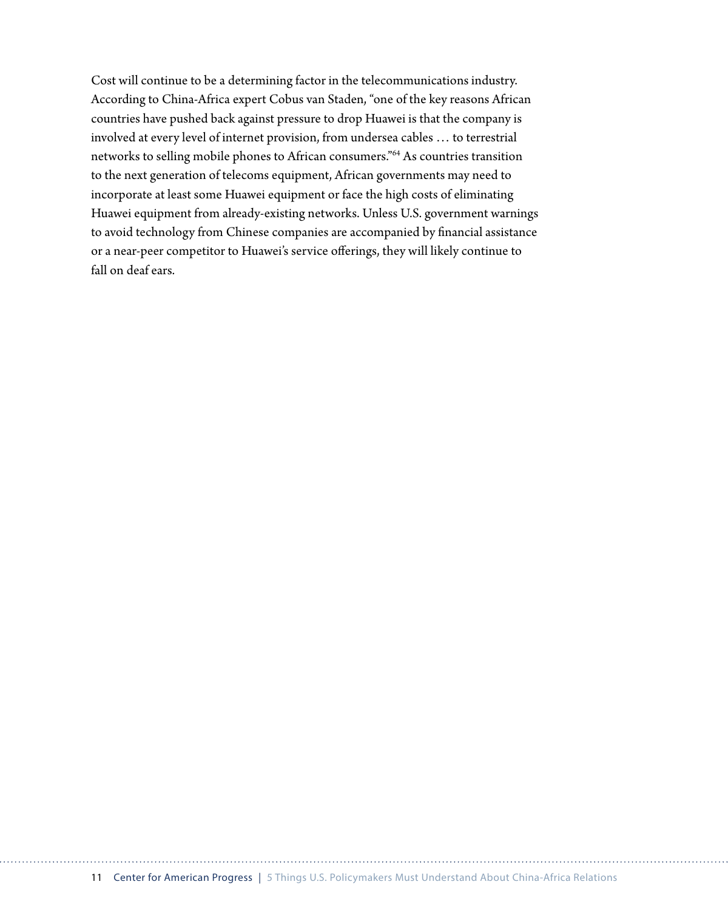Cost will continue to be a determining factor in the telecommunications industry. According to China-Africa expert Cobus van Staden, "one of the key reasons African countries have pushed back against pressure to drop Huawei is that the company is involved at every level of internet provision, from undersea cables … to terrestrial networks to selling mobile phones to African consumers."[64] As countries transition to the next generation of telecoms equipment, African governments may need to incorporate at least some Huawei equipment or face the high costs of eliminating Huawei equipment from already-existing networks. Unless U.S. government warnings to avoid technology from Chinese companies are accompanied by financial assistance or a near-peer competitor to Huawei's service offerings, they will likely continue to fall on deaf ears.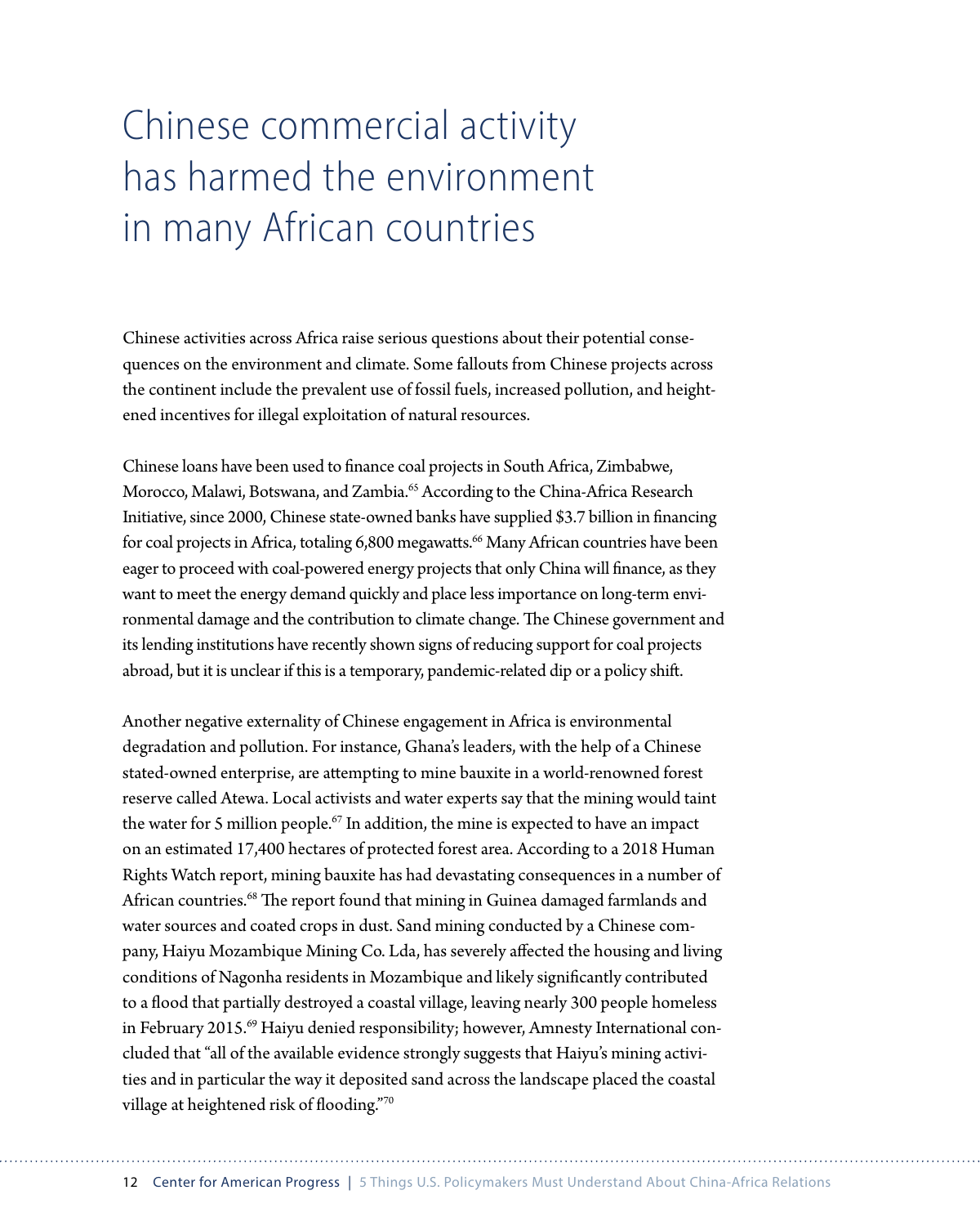# Chinese commercial activity has harmed the environment in many African countries

Chinese activities across Africa raise serious questions about their potential consequences on the environment and climate. Some fallouts from Chinese projects across the continent include the prevalent use of fossil fuels, increased pollution, and heightened incentives for illegal exploitation of natural resources.

Chinese loans have been used to finance coal projects in South Africa, Zimbabwe, Morocco, Malawi, Botswana, and Zambia.[65] According to the China-Africa Research Initiative, since 2000, Chinese state-owned banks have supplied $3.7 billion in financing for coal projects in Africa, totaling 6,800 megawatts.[66] Many African countries have been eager to proceed with coal-powered energy projects that only China will finance, as they want to meet the energy demand quickly and place less importance on long-term environmental damage and the contribution to climate change. The Chinese government and its lending institutions have recently shown signs of reducing support for coal projects abroad, but it is unclear if this is a temporary, pandemic-related dip or a policy shift.

Another negative externality of Chinese engagement in Africa is environmental degradation and pollution. For instance, Ghana's leaders, with the help of a Chinese stated-owned enterprise, are attempting to mine bauxite in a world-renowned forest reserve called Atewa. Local activists and water experts say that the mining would taint the water for 5 million people.[67] In addition, the mine is expected to have an impact on an estimated 17,400 hectares of protected forest area. According to a 2018 Human Rights Watch report, mining bauxite has had devastating consequences in a number of African countries.[68] The report found that mining in Guinea damaged farmlands and water sources and coated crops in dust. Sand mining conducted by a Chinese company, Haiyu Mozambique Mining Co. Lda, has severely affected the housing and living conditions of Nagonha residents in Mozambique and likely significantly contributed to a flood that partially destroyed a coastal village, leaving nearly 300 people homeless in February 2015.[69] Haiyu denied responsibility; however, Amnesty International concluded that "all of the available evidence strongly suggests that Haiyu's mining activities and in particular the way it deposited sand across the landscape placed the coastal village at heightened risk of flooding."[70]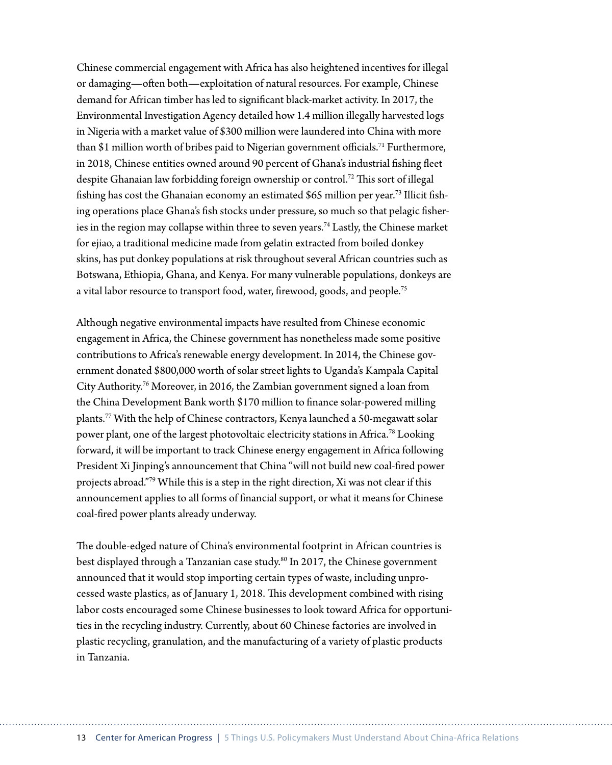Chinese commercial engagement with Africa has also heightened incentives for illegal or damaging—often both—exploitation of natural resources. For example, Chinese demand for African timber has led to significant black-market activity. In 2017, the Environmental Investigation Agency detailed how 1.4 million illegally harvested logs in Nigeria with a market value of $300 million were laundered into China with more than $1 million worth of bribes paid to Nigerian government officials.[71] Furthermore, in 2018, Chinese entities owned around 90 percent of Ghana's industrial fishing fleet despite Ghanaian law forbidding foreign ownership or control.[72] This sort of illegal fishing has cost the Ghanaian economy an estimated $65 million per year.[73] Illicit fishing operations place Ghana's fish stocks under pressure, so much so that pelagic fisheries in the region may collapse within three to seven years.[74] Lastly, the Chinese market for ejiao, a traditional medicine made from gelatin extracted from boiled donkey skins, has put donkey populations at risk throughout several African countries such as Botswana, Ethiopia, Ghana, and Kenya. For many vulnerable populations, donkeys are a vital labor resource to transport food, water, firewood, goods, and people.[75]

Although negative environmental impacts have resulted from Chinese economic engagement in Africa, the Chinese government has nonetheless made some positive contributions to Africa's renewable energy development. In 2014, the Chinese government donated $800,000 worth of solar street lights to Uganda's Kampala Capital City Authority.[76] Moreover, in 2016, the Zambian government signed a loan from the China Development Bank worth $170 million to finance solar-powered milling plants.[77] With the help of Chinese contractors, Kenya launched a 50-megawatt solar power plant, one of the largest photovoltaic electricity stations in Africa.[78] Looking forward, it will be important to track Chinese energy engagement in Africa following President Xi Jinping's announcement that China "will not build new coal-fired power projects abroad."[79] While this is a step in the right direction, Xi was not clear if this announcement applies to all forms of financial support, or what it means for Chinese coal-fired power plants already underway.

The double-edged nature of China's environmental footprint in African countries is best displayed through a Tanzanian case study.[80] In 2017, the Chinese government announced that it would stop importing certain types of waste, including unprocessed waste plastics, as of January 1, 2018. This development combined with rising labor costs encouraged some Chinese businesses to look toward Africa for opportunities in the recycling industry. Currently, about 60 Chinese factories are involved in plastic recycling, granulation, and the manufacturing of a variety of plastic products in Tanzania.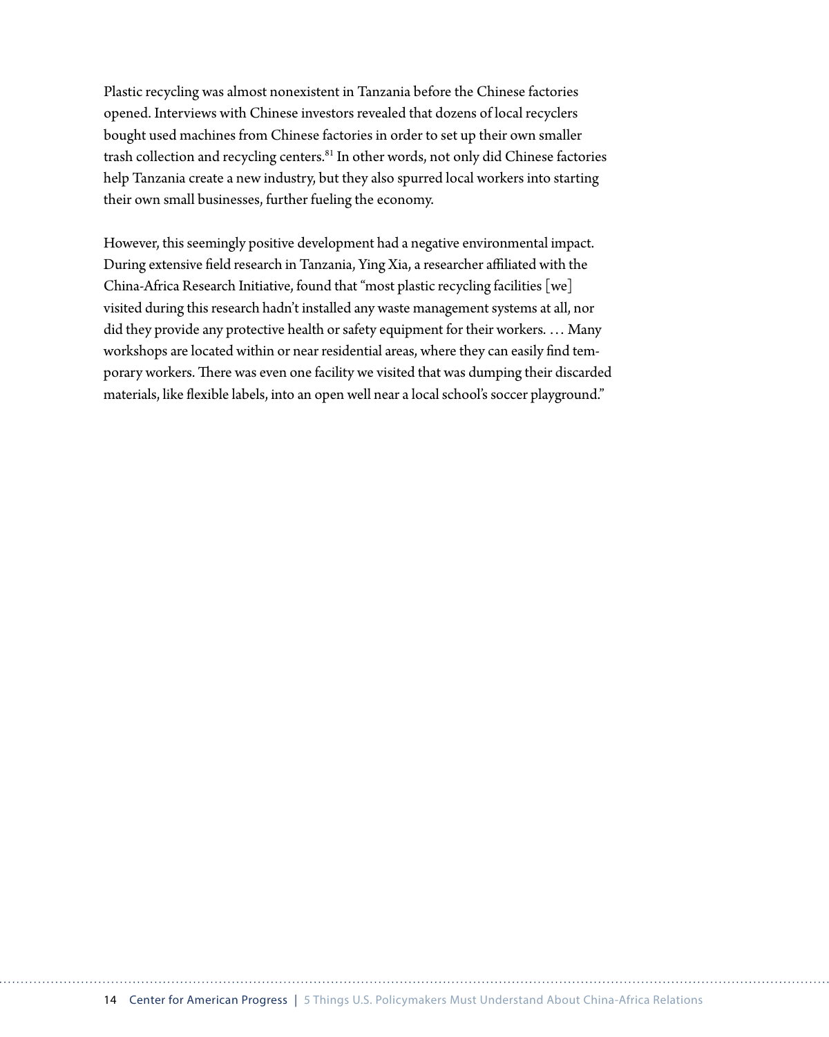Plastic recycling was almost nonexistent in Tanzania before the Chinese factories opened. Interviews with Chinese investors revealed that dozens of local recyclers bought used machines from Chinese factories in order to set up their own smaller trash collection and recycling centers.[81] In other words, not only did Chinese factories help Tanzania create a new industry, but they also spurred local workers into starting their own small businesses, further fueling the economy.

However, this seemingly positive development had a negative environmental impact. During extensive field research in Tanzania, Ying Xia, a researcher affiliated with the China-Africa Research Initiative, found that "most plastic recycling facilities [we] visited during this research hadn't installed any waste management systems at all, nor did they provide any protective health or safety equipment for their workers. … Many workshops are located within or near residential areas, where they can easily find temporary workers. There was even one facility we visited that was dumping their discarded materials, like flexible labels, into an open well near a local school's soccer playground."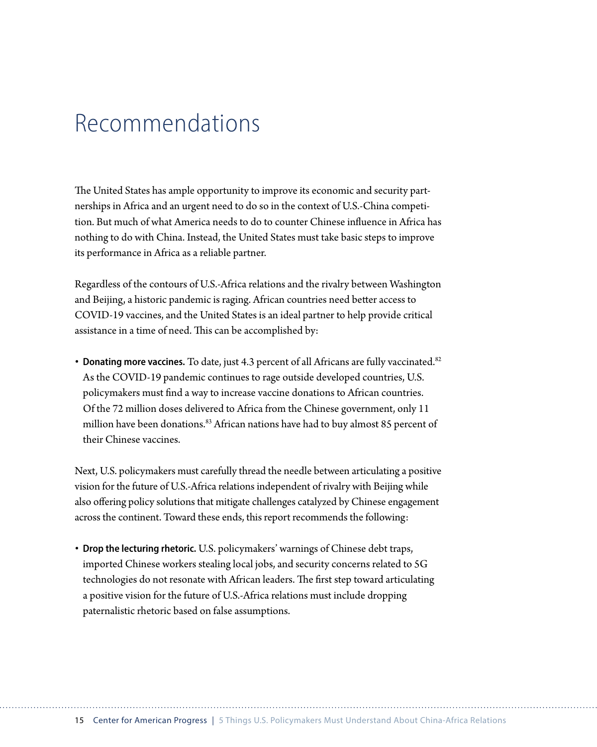# Recommendations

The United States has ample opportunity to improve its economic and security partnerships in Africa and an urgent need to do so in the context of U.S.-China competition. But much of what America needs to do to counter Chinese influence in Africa has nothing to do with China. Instead, the United States must take basic steps to improve its performance in Africa as a reliable partner.

Regardless of the contours of U.S.-Africa relations and the rivalry between Washington and Beijing, a historic pandemic is raging. African countries need better access to COVID-19 vaccines, and the United States is an ideal partner to help provide critical assistance in a time of need. This can be accomplished by:

- **Donating more vaccines.** To date, just 4.3 percent of all Africans are fully vaccinated.[82] As the COVID-19 pandemic continues to rage outside developed countries, U.S. policymakers must find a way to increase vaccine donations to African countries. Of the 72 million doses delivered to Africa from the Chinese government, only 11 million have been donations.[83] African nations have had to buy almost 85 percent of their Chinese vaccines.

Next, U.S. policymakers must carefully thread the needle between articulating a positive vision for the future of U.S.-Africa relations independent of rivalry with Beijing while also offering policy solutions that mitigate challenges catalyzed by Chinese engagement across the continent. Toward these ends, this report recommends the following:

- **Drop the lecturing rhetoric.** U.S. policymakers' warnings of Chinese debt traps, imported Chinese workers stealing local jobs, and security concerns related to 5G technologies do not resonate with African leaders. The first step toward articulating a positive vision for the future of U.S.-Africa relations must include dropping paternalistic rhetoric based on false assumptions.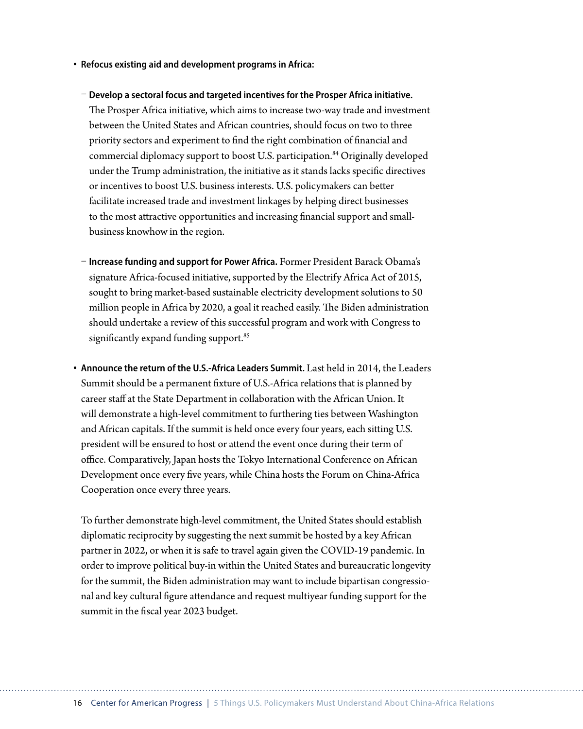- **Refocus existing aid and development programs in Africa:**
  - **Develop a sectoral focus and targeted incentives for the Prosper Africa initiative.** The Prosper Africa initiative, which aims to increase two-way trade and investment between the United States and African countries, should focus on two to three priority sectors and experiment to find the right combination of financial and commercial diplomacy support to boost U.S. participation.[84] Originally developed under the Trump administration, the initiative as it stands lacks specific directives or incentives to boost U.S. business interests. U.S. policymakers can better facilitate increased trade and investment linkages by helping direct businesses to the most attractive opportunities and increasing financial support and small-business knowhow in the region.
  - **Increase funding and support for Power Africa.** Former President Barack Obama's signature Africa-focused initiative, supported by the Electrify Africa Act of 2015, sought to bring market-based sustainable electricity development solutions to 50 million people in Africa by 2020, a goal it reached easily. The Biden administration should undertake a review of this successful program and work with Congress to significantly expand funding support.[85]
- **Announce the return of the U.S.-Africa Leaders Summit.** Last held in 2014, the Leaders Summit should be a permanent fixture of U.S.-Africa relations that is planned by career staff at the State Department in collaboration with the African Union. It will demonstrate a high-level commitment to furthering ties between Washington and African capitals. If the summit is held once every four years, each sitting U.S. president will be ensured to host or attend the event once during their term of office. Comparatively, Japan hosts the Tokyo International Conference on African Development once every five years, while China hosts the Forum on China-Africa Cooperation once every three years.

  To further demonstrate high-level commitment, the United States should establish diplomatic reciprocity by suggesting the next summit be hosted by a key African partner in 2022, or when it is safe to travel again given the COVID-19 pandemic. In order to improve political buy-in within the United States and bureaucratic longevity for the summit, the Biden administration may want to include bipartisan congressional and key cultural figure attendance and request multiyear funding support for the summit in the fiscal year 2023 budget.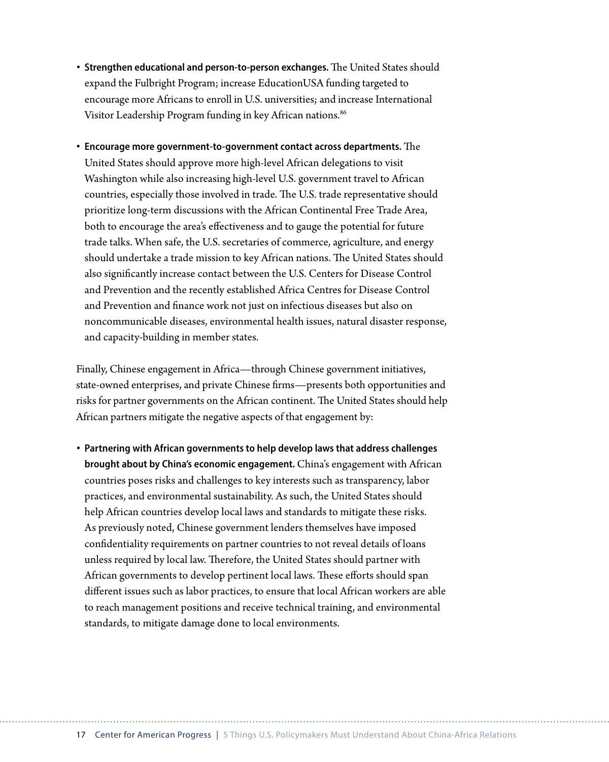- **Strengthen educational and person-to-person exchanges.** The United States should expand the Fulbright Program; increase EducationUSA funding targeted to encourage more Africans to enroll in U.S. universities; and increase International Visitor Leadership Program funding in key African nations.[86]

- **Encourage more government-to-government contact across departments.** The United States should approve more high-level African delegations to visit Washington while also increasing high-level U.S. government travel to African countries, especially those involved in trade. The U.S. trade representative should prioritize long-term discussions with the African Continental Free Trade Area, both to encourage the area's effectiveness and to gauge the potential for future trade talks. When safe, the U.S. secretaries of commerce, agriculture, and energy should undertake a trade mission to key African nations. The United States should also significantly increase contact between the U.S. Centers for Disease Control and Prevention and the recently established Africa Centres for Disease Control and Prevention and finance work not just on infectious diseases but also on noncommunicable diseases, environmental health issues, natural disaster response, and capacity-building in member states.

Finally, Chinese engagement in Africa—through Chinese government initiatives, state-owned enterprises, and private Chinese firms—presents both opportunities and risks for partner governments on the African continent. The United States should help African partners mitigate the negative aspects of that engagement by:

- **Partnering with African governments to help develop laws that address challenges brought about by China's economic engagement.** China's engagement with African countries poses risks and challenges to key interests such as transparency, labor practices, and environmental sustainability. As such, the United States should help African countries develop local laws and standards to mitigate these risks. As previously noted, Chinese government lenders themselves have imposed confidentiality requirements on partner countries to not reveal details of loans unless required by local law. Therefore, the United States should partner with African governments to develop pertinent local laws. These efforts should span different issues such as labor practices, to ensure that local African workers are able to reach management positions and receive technical training, and environmental standards, to mitigate damage done to local environments.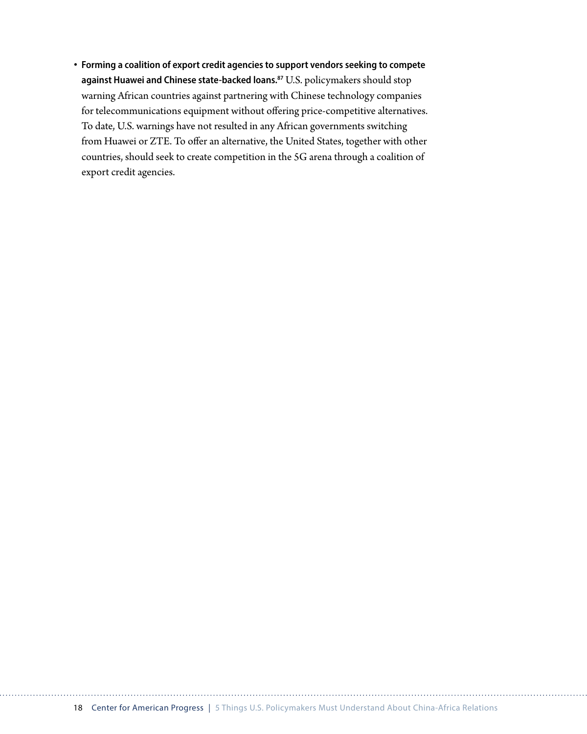- **Forming a coalition of export credit agencies to support vendors seeking to compete against Huawei and Chinese state-backed loans.**[87] U.S. policymakers should stop warning African countries against partnering with Chinese technology companies for telecommunications equipment without offering price-competitive alternatives. To date, U.S. warnings have not resulted in any African governments switching from Huawei or ZTE. To offer an alternative, the United States, together with other countries, should seek to create competition in the 5G arena through a coalition of export credit agencies.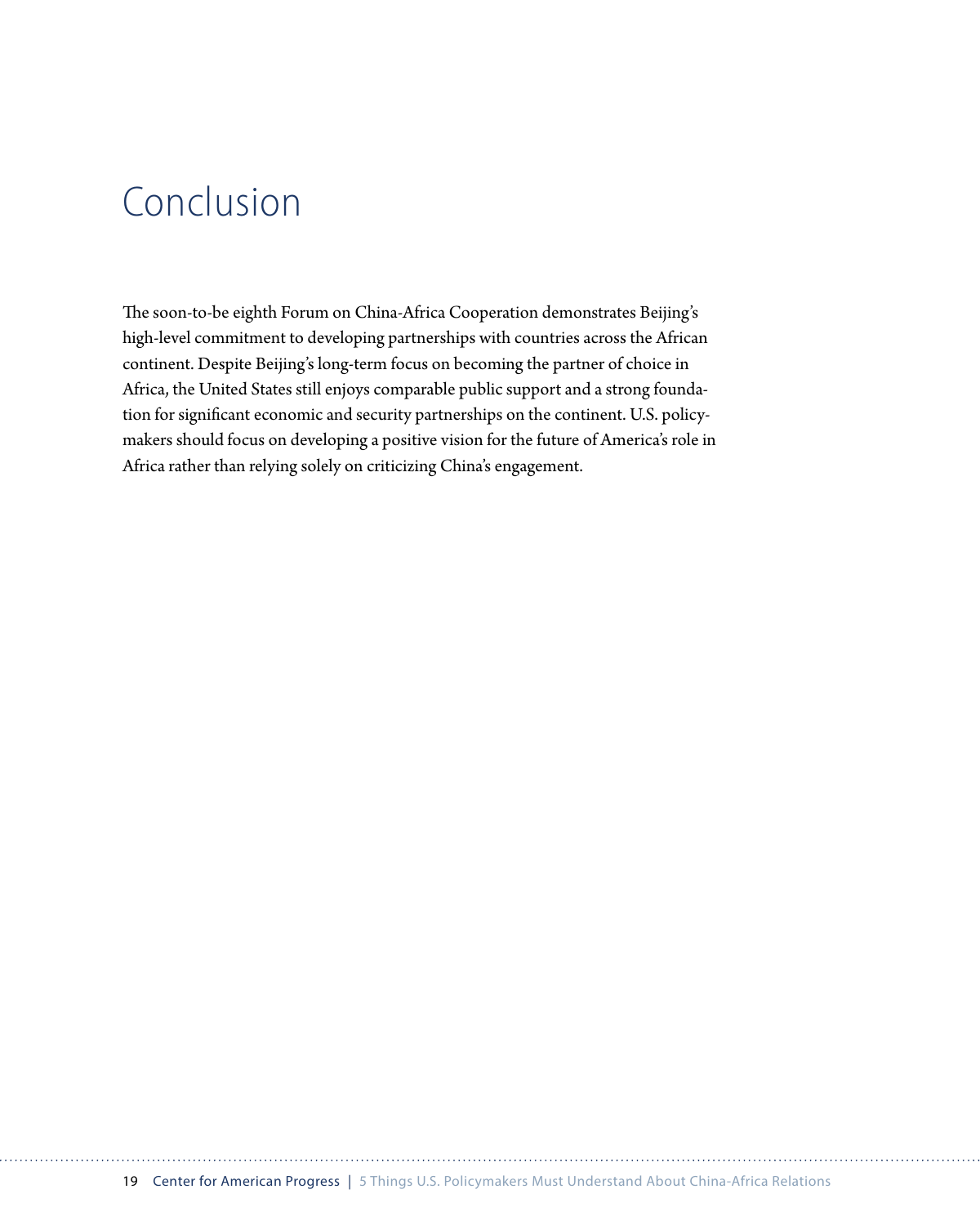# Conclusion

The soon-to-be eighth Forum on China-Africa Cooperation demonstrates Beijing's high-level commitment to developing partnerships with countries across the African continent. Despite Beijing's long-term focus on becoming the partner of choice in Africa, the United States still enjoys comparable public support and a strong foundation for significant economic and security partnerships on the continent. U.S. policymakers should focus on developing a positive vision for the future of America's role in Africa rather than relying solely on criticizing China's engagement.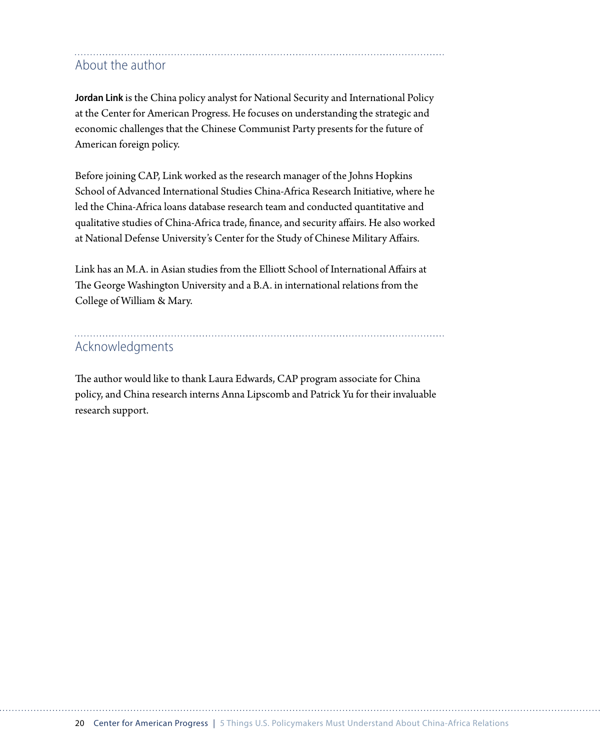## About the author

**Jordan Link** is the China policy analyst for National Security and International Policy at the Center for American Progress. He focuses on understanding the strategic and economic challenges that the Chinese Communist Party presents for the future of American foreign policy.

Before joining CAP, Link worked as the research manager of the Johns Hopkins School of Advanced International Studies China-Africa Research Initiative, where he led the China-Africa loans database research team and conducted quantitative and qualitative studies of China-Africa trade, finance, and security affairs. He also worked at National Defense University's Center for the Study of Chinese Military Affairs.

Link has an M.A. in Asian studies from the Elliott School of International Affairs at The George Washington University and a B.A. in international relations from the College of William & Mary.

## Acknowledgments

The author would like to thank Laura Edwards, CAP program associate for China policy, and China research interns Anna Lipscomb and Patrick Yu for their invaluable research support.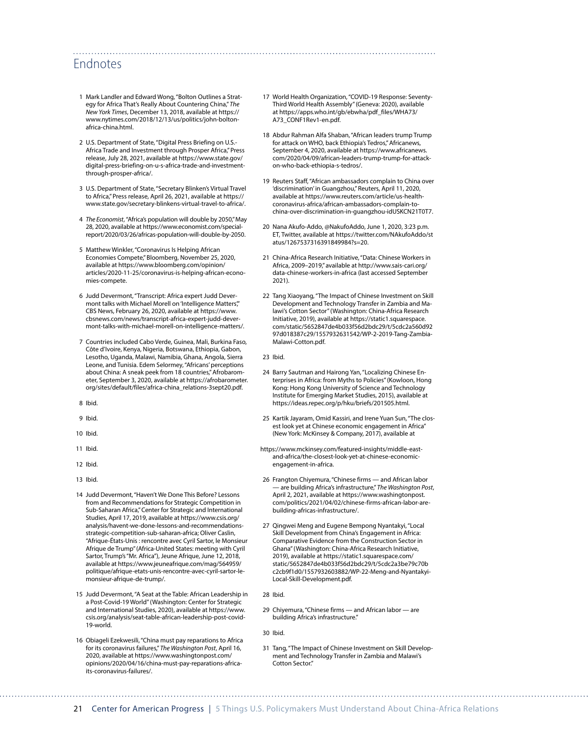## Endnotes

1. Mark Landler and Edward Wong, "Bolton Outlines a Strategy for Africa That's Really About Countering China," *The New York Times*, December 13, 2018, available at https://www.nytimes.com/2018/12/13/us/politics/john-bolton-africa-china.html.

2. U.S. Department of State, "Digital Press Briefing on U.S.-Africa Trade and Investment through Prosper Africa," Press release, July 28, 2021, available at https://www.state.gov/digital-press-briefing-on-u-s-africa-trade-and-investment-through-prosper-africa/.

3. U.S. Department of State, "Secretary Blinken's Virtual Travel to Africa," Press release, April 26, 2021, available at https://www.state.gov/secretary-blinkens-virtual-travel-to-africa/.

4. *The Economist*, "Africa's population will double by 2050," May 28, 2020, available at https://www.economist.com/special-report/2020/03/26/africas-population-will-double-by-2050.

5. Matthew Winkler, "Coronavirus Is Helping African Economies Compete," Bloomberg, November 25, 2020, available at https://www.bloomberg.com/opinion/articles/2020-11-25/coronavirus-is-helping-african-economies-compete.

6. Judd Devermont, "Transcript: Africa expert Judd Devermont talks with Michael Morell on 'Intelligence Matters'," CBS News, February 26, 2020, available at https://www.cbsnews.com/news/transcript-africa-expert-judd-devermont-talks-with-michael-morell-on-intelligence-matters/.

7. Countries included Cabo Verde, Guinea, Mali, Burkina Faso, Côte d'Ivoire, Kenya, Nigeria, Botswana, Ethiopia, Gabon, Lesotho, Uganda, Malawi, Namibia, Ghana, Angola, Sierra Leone, and Tunisia. Edem Selormey, "Africans' perceptions about China: A sneak peek from 18 countries," Afrobarometer, September 3, 2020, available at https://afrobarometer.org/sites/default/files/africa-china_relations-3sept20.pdf.

8. Ibid.

9. Ibid.

10. Ibid.

11. Ibid.

12. Ibid.

13. Ibid.

14. Judd Devermont, "Haven't We Done This Before? Lessons from and Recommendations for Strategic Competition in Sub-Saharan Africa," Center for Strategic and International Studies, April 17, 2019, available at https://www.csis.org/analysis/havent-we-done-lessons-and-recommendations-strategic-competition-sub-saharan-africa; Oliver Caslin, "Afrique-États-Unis : rencontre avec Cyril Sartor, le Monsieur Afrique de Trump" (Africa-United States: meeting with Cyril Sartor, Trump's "Mr. Africa"), Jeune Afrique, June 12, 2018, available at https://www.jeuneafrique.com/mag/564959/politique/afrique-etats-unis-rencontre-avec-cyril-sartor-le-monsieur-afrique-de-trump/.

15. Judd Devermont, "A Seat at the Table: African Leadership in a Post-Covid-19 World" (Washington: Center for Strategic and International Studies, 2020), available at https://www.csis.org/analysis/seat-table-african-leadership-post-covid-19-world.

16. Obiageli Ezekwesili, "China must pay reparations to Africa for its coronavirus failures," *The Washington Post*, April 16, 2020, available at https://www.washingtonpost.com/opinions/2020/04/16/china-must-pay-reparations-africa-its-coronavirus-failures/.

17. World Health Organization, "COVID-19 Response: Seventy-Third World Health Assembly" (Geneva: 2020), available at https://apps.who.int/gb/ebwha/pdf_files/WHA73/A73_CONF1Rev1-en.pdf.

18. Abdur Rahman Alfa Shaban, "African leaders trump Trump for attack on WHO, back Ethiopia's Tedros," Africanews, September 4, 2020, available at https://www.africanews.com/2020/04/09/african-leaders-trump-trump-for-attack-on-who-back-ethiopia-s-tedros/.

19. Reuters Staff, "African ambassadors complain to China over 'discrimination' in Guangzhou," Reuters, April 11, 2020, available at https://www.reuters.com/article/us-health-coronavirus-africa/african-ambassadors-complain-to-china-over-discrimination-in-guangzhou-idUSKCN21T0T7.

20. Nana Akufo-Addo, @NakufoAddo, June 1, 2020, 3:23 p.m. ET, Twitter, available at https://twitter.com/NAkufoAddo/status/1267537316391849984?s=20.

21. China-Africa Research Initiative, "Data: Chinese Workers in Africa, 2009–2019," available at http://www.sais-cari.org/data-chinese-workers-in-africa (last accessed September 2021).

22. Tang Xiaoyang, "The Impact of Chinese Investment on Skill Development and Technology Transfer in Zambia and Malawi's Cotton Sector" (Washington: China-Africa Research Initiative, 2019), available at https://static1.squarespace.com/static/5652847de4b033f56d2bdc29/t/5cdc2a560d9297d018387c29/1557932631542/WP-2-2019-Tang-Zambia-Malawi-Cotton.pdf.

23. Ibid.

24. Barry Sautman and Hairong Yan, "Localizing Chinese Enterprises in Africa: from Myths to Policies" (Kowloon, Hong Kong: Hong Kong University of Science and Technology Institute for Emerging Market Studies, 2015), available at https://ideas.repec.org/p/hku/briefs/201505.html.

25. Kartik Jayaram, Omid Kassiri, and Irene Yuan Sun, "The closest look yet at Chinese economic engagement in Africa" (New York: McKinsey & Company, 2017), available at https://www.mckinsey.com/featured-insights/middle-east-and-africa/the-closest-look-yet-at-chinese-economic-engagement-in-africa.

26. Frangton Chiyemura, "Chinese firms — and African labor — are building Africa's infrastructure," *The Washington Post*, April 2, 2021, available at https://www.washingtonpost.com/politics/2021/04/02/chinese-firms-african-labor-are-building-africas-infrastructure/.

27. Qingwei Meng and Eugene Bempong Nyantakyi, "Local Skill Development from China's Engagement in Africa: Comparative Evidence from the Construction Sector in Ghana" (Washington: China-Africa Research Initiative, 2019), available at https://static1.squarespace.com/static/5652847de4b033f56d2bdc29/t/5cdc2a3be79c70bc2cb9f1d0/1557932603882/WP-22-Meng-and-Nyantakyi-Local-Skill-Development.pdf.

28. Ibid.

29. Chiyemura, "Chinese firms — and African labor — are building Africa's infrastructure."

30. Ibid.

31. Tang, "The Impact of Chinese Investment on Skill Development and Technology Transfer in Zambia and Malawi's Cotton Sector."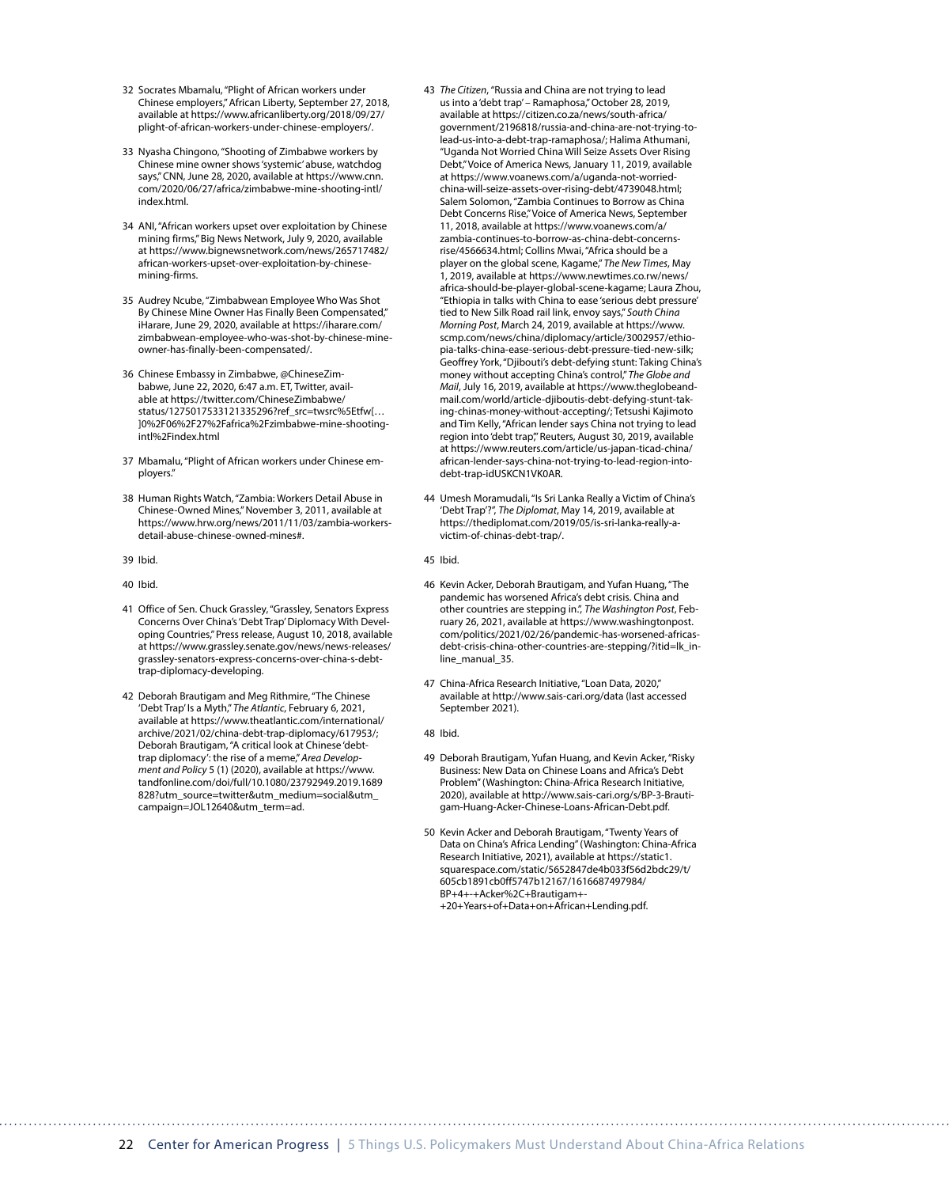32 Socrates Mbamalu, "Plight of African workers under Chinese employers," African Liberty, September 27, 2018, available at https://www.africanliberty.org/2018/09/27/plight-of-african-workers-under-chinese-employers/.

33 Nyasha Chingono, "Shooting of Zimbabwe workers by Chinese mine owner shows 'systemic' abuse, watchdog says," CNN, June 28, 2020, available at https://www.cnn.com/2020/06/27/africa/zimbabwe-mine-shooting-intl/index.html.

34 ANI, "African workers upset over exploitation by Chinese mining firms," Big News Network, July 9, 2020, available at https://www.bignewsnetwork.com/news/265717482/african-workers-upset-over-exploitation-by-chinese-mining-firms.

35 Audrey Ncube, "Zimbabwean Employee Who Was Shot By Chinese Mine Owner Has Finally Been Compensated," iHarare, June 29, 2020, available at https://iharare.com/zimbabwean-employee-who-was-shot-by-chinese-mine-owner-has-finally-been-compensated/.

36 Chinese Embassy in Zimbabwe, @ChineseZimbabwe, June 22, 2020, 6:47 a.m. ET, Twitter, available at https://twitter.com/ChineseZimbabwe/status/1275017533121335296?ref_src=twsrc%5Etfw[…]0%2F06%2F27%2Fafrica%2Fzimbabwe-mine-shooting-intl%2Findex.html

37 Mbamalu, "Plight of African workers under Chinese employers."

38 Human Rights Watch, "Zambia: Workers Detail Abuse in Chinese-Owned Mines," November 3, 2011, available at https://www.hrw.org/news/2011/11/03/zambia-workers-detail-abuse-chinese-owned-mines#.

39 Ibid.

40 Ibid.

41 Office of Sen. Chuck Grassley, "Grassley, Senators Express Concerns Over China's 'Debt Trap' Diplomacy With Developing Countries," Press release, August 10, 2018, available at https://www.grassley.senate.gov/news/news-releases/grassley-senators-express-concerns-over-china-s-debt-trap-diplomacy-developing.

42 Deborah Brautigam and Meg Rithmire, "The Chinese 'Debt Trap' Is a Myth," *The Atlantic*, February 6, 2021, available at https://www.theatlantic.com/international/archive/2021/02/china-debt-trap-diplomacy/617953/; Deborah Brautigam, "A critical look at Chinese 'debt-trap diplomacy': the rise of a meme," *Area Development and Policy* 5 (1) (2020), available at https://www.tandfonline.com/doi/full/10.1080/23792949.2019.1689828?utm_source=twitter&utm_medium=social&utm_campaign=JOL12640&utm_term=ad.

43 *The Citizen*, "Russia and China are not trying to lead us into a 'debt trap' – Ramaphosa," October 28, 2019, available at https://citizen.co.za/news/south-africa/government/2196818/russia-and-china-are-not-trying-to-lead-us-into-a-debt-trap-ramaphosa/; Halima Athumani, "Uganda Not Worried China Will Seize Assets Over Rising Debt," Voice of America News, January 11, 2019, available at https://www.voanews.com/a/uganda-not-worried-china-will-seize-assets-over-rising-debt/4739048.html; Salem Solomon, "Zambia Continues to Borrow as China Debt Concerns Rise," Voice of America News, September 11, 2018, available at https://www.voanews.com/a/zambia-continues-to-borrow-as-china-debt-concerns-rise/4566634.html; Collins Mwai, "Africa should be a player on the global scene, Kagame," *The New Times*, May 1, 2019, available at https://www.newtimes.co.rw/news/africa-should-be-player-global-scene-kagame; Laura Zhou, "Ethiopia in talks with China to ease 'serious debt pressure' tied to New Silk Road rail link, envoy says," *South China Morning Post*, March 24, 2019, available at https://www.scmp.com/news/china/diplomacy/article/3002957/ethiopia-talks-china-ease-serious-debt-pressure-tied-new-silk; Geoffrey York, "Djibouti's debt-defying stunt: Taking China's money without accepting China's control," *The Globe and Mail*, July 16, 2019, available at https://www.theglobeandmail.com/world/article-djiboutis-debt-defying-stunt-taking-chinas-money-without-accepting/; Tetsushi Kajimoto and Tim Kelly, "African lender says China not trying to lead region into 'debt trap'," Reuters, August 30, 2019, available at https://www.reuters.com/article/us-japan-ticad-china/african-lender-says-china-not-trying-to-lead-region-into-debt-trap-idUSKCN1VK0AR.

44 Umesh Moramudali, "Is Sri Lanka Really a Victim of China's 'Debt Trap'?", *The Diplomat*, May 14, 2019, available at https://thediplomat.com/2019/05/is-sri-lanka-really-a-victim-of-chinas-debt-trap/.

45 Ibid.

46 Kevin Acker, Deborah Brautigam, and Yufan Huang, "The pandemic has worsened Africa's debt crisis. China and other countries are stepping in.", *The Washington Post*, February 26, 2021, available at https://www.washingtonpost.com/politics/2021/02/26/pandemic-has-worsened-africas-debt-crisis-china-other-countries-are-stepping/?itid=lk_inline_manual_35.

47 China-Africa Research Initiative, "Loan Data, 2020," available at http://www.sais-cari.org/data (last accessed September 2021).

48 Ibid.

49 Deborah Brautigam, Yufan Huang, and Kevin Acker, "Risky Business: New Data on Chinese Loans and Africa's Debt Problem" (Washington: China-Africa Research Initiative, 2020), available at http://www.sais-cari.org/s/BP-3-Brautigam-Huang-Acker-Chinese-Loans-African-Debt.pdf.

50 Kevin Acker and Deborah Brautigam, "Twenty Years of Data on China's Africa Lending" (Washington: China-Africa Research Initiative, 2021), available at https://static1.squarespace.com/static/5652847de4b033f56d2bdc29/t/605cb1891cb0ff5747b12167/1616687497984/BP+4+-+Acker%2C+Brautigam+-+20+Years+of+Data+on+African+Lending.pdf.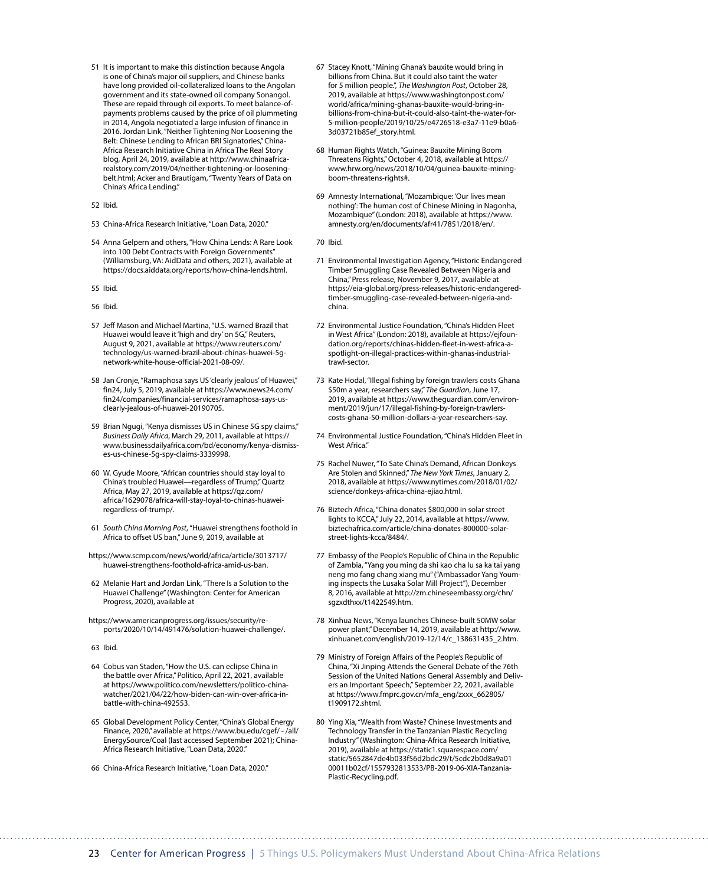51 It is important to make this distinction because Angola is one of China's major oil suppliers, and Chinese banks have long provided oil-collateralized loans to the Angolan government and its state-owned oil company Sonangol. These are repaid through oil exports. To meet balance-of-payments problems caused by the price of oil plummeting in 2014, Angola negotiated a large infusion of finance in 2016. Jordan Link, "Neither Tightening Nor Loosening the Belt: Chinese Lending to African BRI Signatories," China-Africa Research Initiative China in Africa The Real Story blog, April 24, 2019, available at http://www.chinaafrica-realstory.com/2019/04/neither-tightening-or-loosening-belt.html; Acker and Brautigam, "Twenty Years of Data on China's Africa Lending."

52 Ibid.

53 China-Africa Research Initiative, "Loan Data, 2020."

54 Anna Gelpern and others, "How China Lends: A Rare Look into 100 Debt Contracts with Foreign Governments" (Williamsburg, VA: AidData and others, 2021), available at https://docs.aiddata.org/reports/how-china-lends.html.

55 Ibid.

56 Ibid.

57 Jeff Mason and Michael Martina, "U.S. warned Brazil that Huawei would leave it 'high and dry' on 5G," Reuters, August 9, 2021, available at https://www.reuters.com/technology/us-warned-brazil-about-chinas-huawei-5g-network-white-house-official-2021-08-09/.

58 Jan Cronje, "Ramaphosa says US 'clearly jealous' of Huawei," fin24, July 5, 2019, available at https://www.news24.com/fin24/companies/financial-services/ramaphosa-says-us-clearly-jealous-of-huawei-20190705.

59 Brian Ngugi, "Kenya dismisses US in Chinese 5G spy claims," *Business Daily Africa*, March 29, 2011, available at https://www.businessdailyafrica.com/bd/economy/kenya-dismisses-us-chinese-5g-spy-claims-3339998.

60 W. Gyude Moore, "African countries should stay loyal to China's troubled Huawei—regardless of Trump," Quartz Africa, May 27, 2019, available at https://qz.com/africa/1629078/africa-will-stay-loyal-to-chinas-huawei-regardless-of-trump/.

61 *South China Morning Post*, "Huawei strengthens foothold in Africa to offset US ban," June 9, 2019, available at https://www.scmp.com/news/world/africa/article/3013717/huawei-strengthens-foothold-africa-amid-us-ban.

62 Melanie Hart and Jordan Link, "There Is a Solution to the Huawei Challenge" (Washington: Center for American Progress, 2020), available at https://www.americanprogress.org/issues/security/reports/2020/10/14/491476/solution-huawei-challenge/.

63 Ibid.

64 Cobus van Staden, "How the U.S. can eclipse China in the battle over Africa," Politico, April 22, 2021, available at https://www.politico.com/newsletters/politico-china-watcher/2021/04/22/how-biden-can-win-over-africa-in-battle-with-china-492553.

65 Global Development Policy Center, "China's Global Energy Finance, 2020," available at https://www.bu.edu/cgef/ - /all/EnergySource/Coal (last accessed September 2021); China-Africa Research Initiative, "Loan Data, 2020."

66 China-Africa Research Initiative, "Loan Data, 2020."

67 Stacey Knott, "Mining Ghana's bauxite would bring in billions from China. But it could also taint the water for 5 million people.", *The Washington Post*, October 28, 2019, available at https://www.washingtonpost.com/world/africa/mining-ghanas-bauxite-would-bring-in-billions-from-china-but-it-could-also-taint-the-water-for-5-million-people/2019/10/25/e4726518-e3a7-11e9-b0a6-3d03721b85ef_story.html.

68 Human Rights Watch, "Guinea: Bauxite Mining Boom Threatens Rights," October 4, 2018, available at https://www.hrw.org/news/2018/10/04/guinea-bauxite-mining-boom-threatens-rights#.

69 Amnesty International, "Mozambique: 'Our lives mean nothing': The human cost of Chinese Mining in Nagonha, Mozambique" (London: 2018), available at https://www.amnesty.org/en/documents/afr41/7851/2018/en/.

70 Ibid.

71 Environmental Investigation Agency, "Historic Endangered Timber Smuggling Case Revealed Between Nigeria and China," Press release, November 9, 2017, available at https://eia-global.org/press-releases/historic-endangered-timber-smuggling-case-revealed-between-nigeria-and-china.

72 Environmental Justice Foundation, "China's Hidden Fleet in West Africa" (London: 2018), available at https://ejfoundation.org/reports/chinas-hidden-fleet-in-west-africa-a-spotlight-on-illegal-practices-within-ghanas-industrial-trawl-sector.

73 Kate Hodal, "Illegal fishing by foreign trawlers costs Ghana $50m a year, researchers say," *The Guardian*, June 17, 2019, available at https://www.theguardian.com/environment/2019/jun/17/illegal-fishing-by-foreign-trawlers-costs-ghana-50-million-dollars-a-year-researchers-say.

74 Environmental Justice Foundation, "China's Hidden Fleet in West Africa."

75 Rachel Nuwer, "To Sate China's Demand, African Donkeys Are Stolen and Skinned," *The New York Times*, January 2, 2018, available at https://www.nytimes.com/2018/01/02/science/donkeys-africa-china-ejiao.html.

76 Biztech Africa, "China donates $800,000 in solar street lights to KCCA," July 22, 2014, available at https://www.biztechafrica.com/article/china-donates-800000-solar-street-lights-kcca/8484/.

77 Embassy of the People's Republic of China in the Republic of Zambia, "Yang you ming da shi kao cha lu sa ka tai yang neng mo fang chang xiang mu" ("Ambassador Yang Youming inspects the Lusaka Solar Mill Project"), December 8, 2016, available at http://zm.chineseembassy.org/chn/sgzxdthxx/t1422549.htm.

78 Xinhua News, "Kenya launches Chinese-built 50MW solar power plant," December 14, 2019, available at http://www.xinhuanet.com/english/2019-12/14/c_138631435_2.htm.

79 Ministry of Foreign Affairs of the People's Republic of China, "Xi Jinping Attends the General Debate of the 76th Session of the United Nations General Assembly and Delivers an Important Speech," September 22, 2021, available at https://www.fmprc.gov.cn/mfa_eng/zxxx_662805/t1909172.shtml.

80 Ying Xia, "Wealth from Waste? Chinese Investments and Technology Transfer in the Tanzanian Plastic Recycling Industry" (Washington: China-Africa Research Initiative, 2019), available at https://static1.squarespace.com/static/5652847de4b033f56d2bdc29/t/5cdc2b0d8a9a0100011b02cf/1557932813533/PB-2019-06-XIA-Tanzania-Plastic-Recycling.pdf.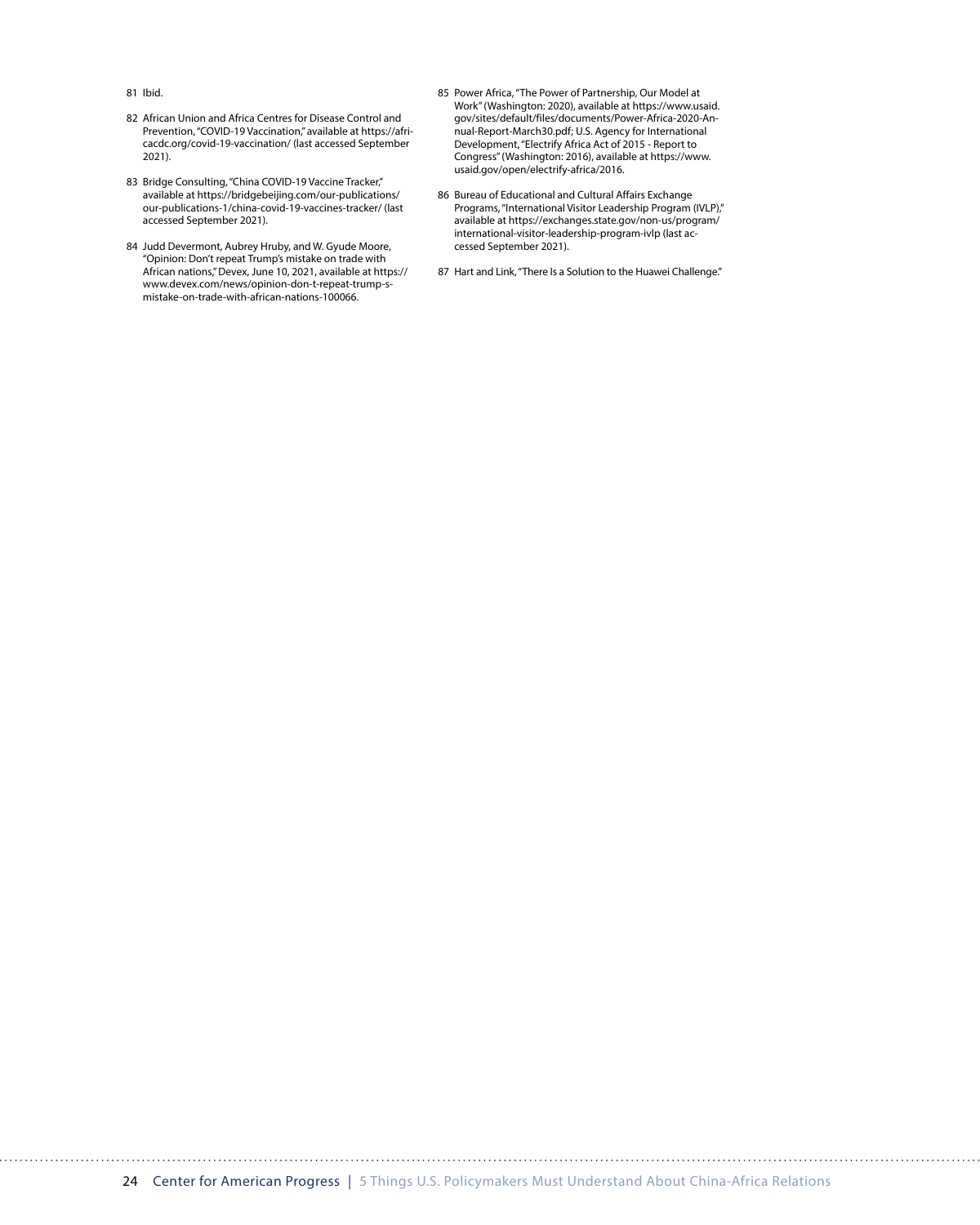81 Ibid.

82 African Union and Africa Centres for Disease Control and Prevention, "COVID-19 Vaccination," available at https://africacdc.org/covid-19-vaccination/ (last accessed September 2021).

83 Bridge Consulting, "China COVID-19 Vaccine Tracker," available at https://bridgebeijing.com/our-publications/our-publications-1/china-covid-19-vaccines-tracker/ (last accessed September 2021).

84 Judd Devermont, Aubrey Hruby, and W. Gyude Moore, "Opinion: Don't repeat Trump's mistake on trade with African nations," Devex, June 10, 2021, available at https://www.devex.com/news/opinion-don-t-repeat-trump-s-mistake-on-trade-with-african-nations-100066.

85 Power Africa, "The Power of Partnership, Our Model at Work" (Washington: 2020), available at https://www.usaid.gov/sites/default/files/documents/Power-Africa-2020-Annual-Report-March30.pdf; U.S. Agency for International Development, "Electrify Africa Act of 2015 - Report to Congress" (Washington: 2016), available at https://www.usaid.gov/open/electrify-africa/2016.

86 Bureau of Educational and Cultural Affairs Exchange Programs, "International Visitor Leadership Program (IVLP)," available at https://exchanges.state.gov/non-us/program/international-visitor-leadership-program-ivlp (last accessed September 2021).

87 Hart and Link, "There Is a Solution to the Huawei Challenge."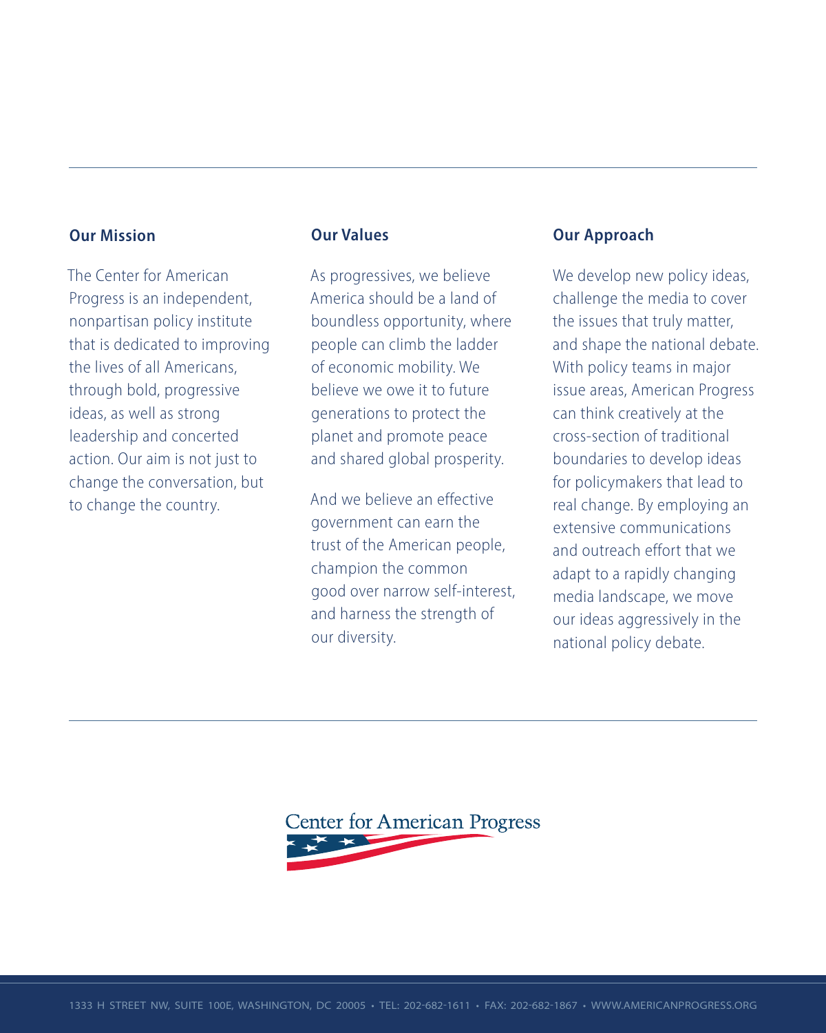### Our Mission

The Center for American Progress is an independent, nonpartisan policy institute that is dedicated to improving the lives of all Americans, through bold, progressive ideas, as well as strong leadership and concerted action. Our aim is not just to change the conversation, but to change the country.

### Our Values

As progressives, we believe America should be a land of boundless opportunity, where people can climb the ladder of economic mobility. We believe we owe it to future generations to protect the planet and promote peace and shared global prosperity.

And we believe an effective government can earn the trust of the American people, champion the common good over narrow self-interest, and harness the strength of our diversity.

### Our Approach

We develop new policy ideas, challenge the media to cover the issues that truly matter, and shape the national debate. With policy teams in major issue areas, American Progress can think creatively at the cross-section of traditional boundaries to develop ideas for policymakers that lead to real change. By employing an extensive communications and outreach effort that we adapt to a rapidly changing media landscape, we move our ideas aggressively in the national policy debate.

Center for American Progress

1333 H STREET NW, SUITE 100E, WASHINGTON, DC 20005 • TEL: 202-682-1611 • FAX: 202-682-1867 • WWW.AMERICANPROGRESS.ORG